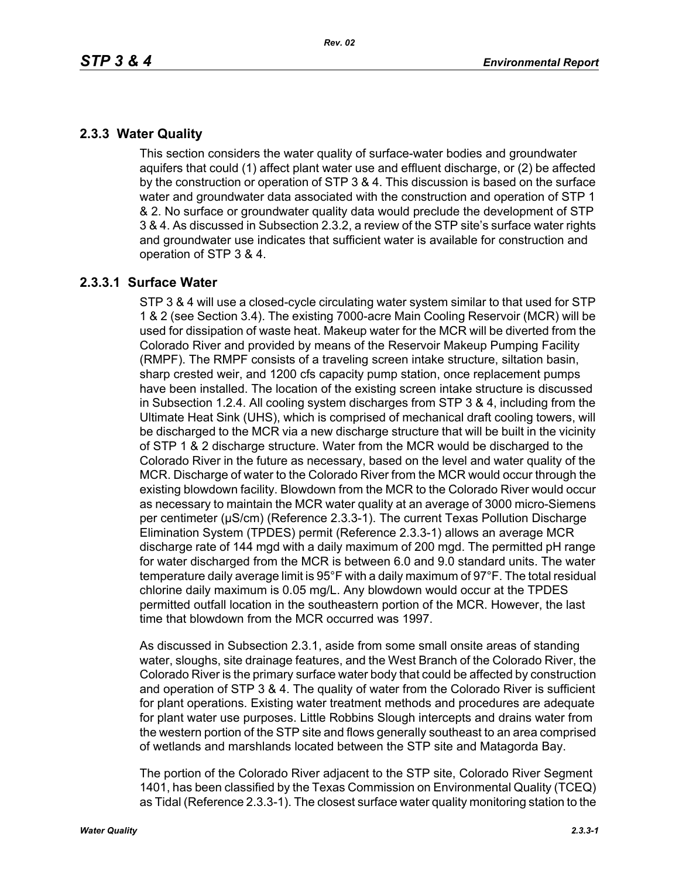## 2.3.3 Water Quality

This section considers the water quality of surface-water bodies and groundwater aquifers that could (1) affect plant water use and effluent discharge, or (2) be affected by the construction or operation of STP 3 & 4. This discussion is based on the surface water and groundwater data associated with the construction and operation of STP 1 & 2. No surface or groundwater quality data would preclude the development of STP 3 & 4. As discussed in Subsection 2.3.2, a review of the STP site's surface water rights and groundwater use indicates that sufficient water is available for construction and operation of STP 3 & 4.

### 2.3.3.1 Surface Water

STP 3 & 4 will use a closed-cycle circulating water system similar to that used for STP 1 & 2 (see Section 3.4). The existing 7000-acre Main Cooling Reservoir (MCR) will be used for dissipation of waste heat. Makeup water for the MCR will be diverted from the Colorado River and provided by means of the Reservoir Makeup Pumping Facility (RMPF). The RMPF consists of a traveling screen intake structure, siltation basin, sharp crested weir, and 1200 cfs capacity pump station, once replacement pumps have been installed. The location of the existing screen intake structure is discussed in Subsection 1.2.4. All cooling system discharges from STP 3 & 4, including from the Ultimate Heat Sink (UHS), which is comprised of mechanical draft cooling towers, will be discharged to the MCR via a new discharge structure that will be built in the vicinity of STP 1 & 2 discharge structure. Water from the MCR would be discharged to the Colorado River in the future as necessary, based on the level and water quality of the MCR. Discharge of water to the Colorado River from the MCR would occur through the existing blowdown facility. Blowdown from the MCR to the Colorado River would occur as necessary to maintain the MCR water quality at an average of 3000 micro-Siemens per centimeter (µS/cm) (Reference 2.3.3-1). The current Texas Pollution Discharge Elimination System (TPDES) permit (Reference 2.3.3-1) allows an average MCR discharge rate of 144 mgd with a daily maximum of 200 mgd. The permitted pH range for water discharged from the MCR is between 6.0 and 9.0 standard units. The water temperature daily average limit is 95°F with a daily maximum of 97°F. The total residual chlorine daily maximum is 0.05 mg/L. Any blowdown would occur at the TPDES permitted outfall location in the southeastern portion of the MCR. However, the last time that blowdown from the MCR occurred was 1997.

As discussed in Subsection 2.3.1, aside from some small onsite areas of standing water, sloughs, site drainage features, and the West Branch of the Colorado River, the Colorado River is the primary surface water body that could be affected by construction and operation of STP 3 & 4. The quality of water from the Colorado River is sufficient for plant operations. Existing water treatment methods and procedures are adequate for plant water use purposes. Little Robbins Slough intercepts and drains water from the western portion of the STP site and flows generally southeast to an area comprised of wetlands and marshlands located between the STP site and Matagorda Bay.

The portion of the Colorado River adjacent to the STP site, Colorado River Segment 1401, has been classified by the Texas Commission on Environmental Quality (TCEQ) as Tidal (Reference 2.3.3-1). The closest surface water quality monitoring station to the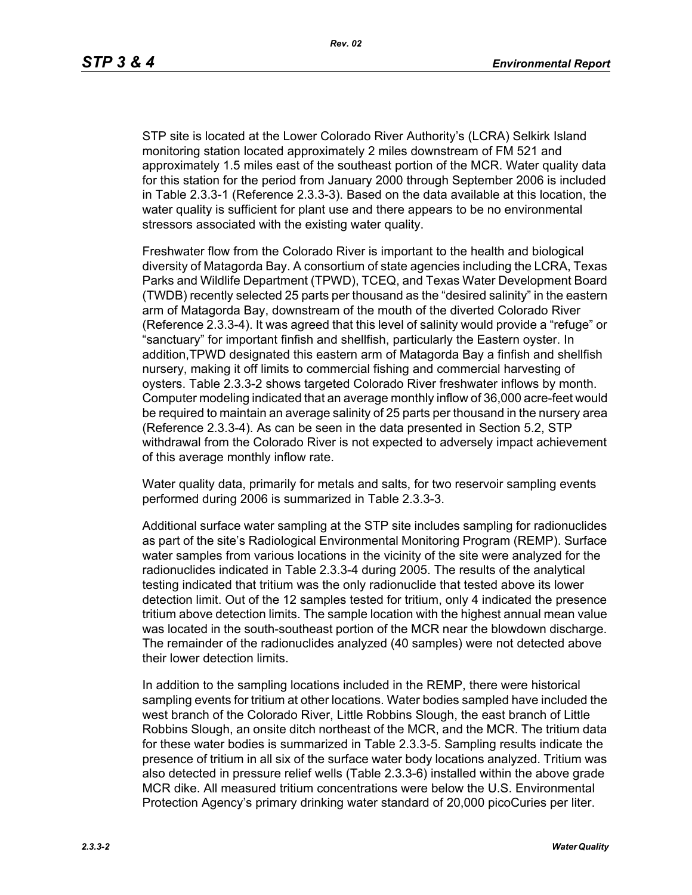STP site is located at the Lower Colorado River Authority's (LCRA) Selkirk Island monitoring station located approximately 2 miles downstream of FM 521 and approximately 1.5 miles east of the southeast portion of the MCR. Water quality data for this station for the period from January 2000 through September 2006 is included in Table 2.3.3-1 (Reference 2.3.3-3). Based on the data available at this location, the water quality is sufficient for plant use and there appears to be no environmental stressors associated with the existing water quality.

Freshwater flow from the Colorado River is important to the health and biological diversity of Matagorda Bay. A consortium of state agencies including the LCRA, Texas Parks and Wildlife Department (TPWD), TCEQ, and Texas Water Development Board (TWDB) recently selected 25 parts per thousand as the "desired salinity" in the eastern arm of Matagorda Bay, downstream of the mouth of the diverted Colorado River (Reference 2.3.3-4). It was agreed that this level of salinity would provide a "refuge" or "sanctuary" for important finfish and shellfish, particularly the Eastern oyster. In addition,TPWD designated this eastern arm of Matagorda Bay a finfish and shellfish nursery, making it off limits to commercial fishing and commercial harvesting of oysters. Table 2.3.3-2 shows targeted Colorado River freshwater inflows by month. Computer modeling indicated that an average monthly inflow of 36,000 acre-feet would be required to maintain an average salinity of 25 parts per thousand in the nursery area (Reference 2.3.3-4). As can be seen in the data presented in Section 5.2, STP withdrawal from the Colorado River is not expected to adversely impact achievement of this average monthly inflow rate.

Water quality data, primarily for metals and salts, for two reservoir sampling events performed during 2006 is summarized in Table 2.3.3-3.

Additional surface water sampling at the STP site includes sampling for radionuclides as part of the site's Radiological Environmental Monitoring Program (REMP). Surface water samples from various locations in the vicinity of the site were analyzed for the radionuclides indicated in Table 2.3.3-4 during 2005. The results of the analytical testing indicated that tritium was the only radionuclide that tested above its lower detection limit. Out of the 12 samples tested for tritium, only 4 indicated the presence tritium above detection limits. The sample location with the highest annual mean value was located in the south-southeast portion of the MCR near the blowdown discharge. The remainder of the radionuclides analyzed (40 samples) were not detected above their lower detection limits.

In addition to the sampling locations included in the REMP, there were historical sampling events for tritium at other locations. Water bodies sampled have included the west branch of the Colorado River, Little Robbins Slough, the east branch of Little Robbins Slough, an onsite ditch northeast of the MCR, and the MCR. The tritium data for these water bodies is summarized in Table 2.3.3-5. Sampling results indicate the presence of tritium in all six of the surface water body locations analyzed. Tritium was also detected in pressure relief wells (Table 2.3.3-6) installed within the above grade MCR dike. All measured tritium concentrations were below the U.S. Environmental Protection Agency's primary drinking water standard of 20,000 picoCuries per liter.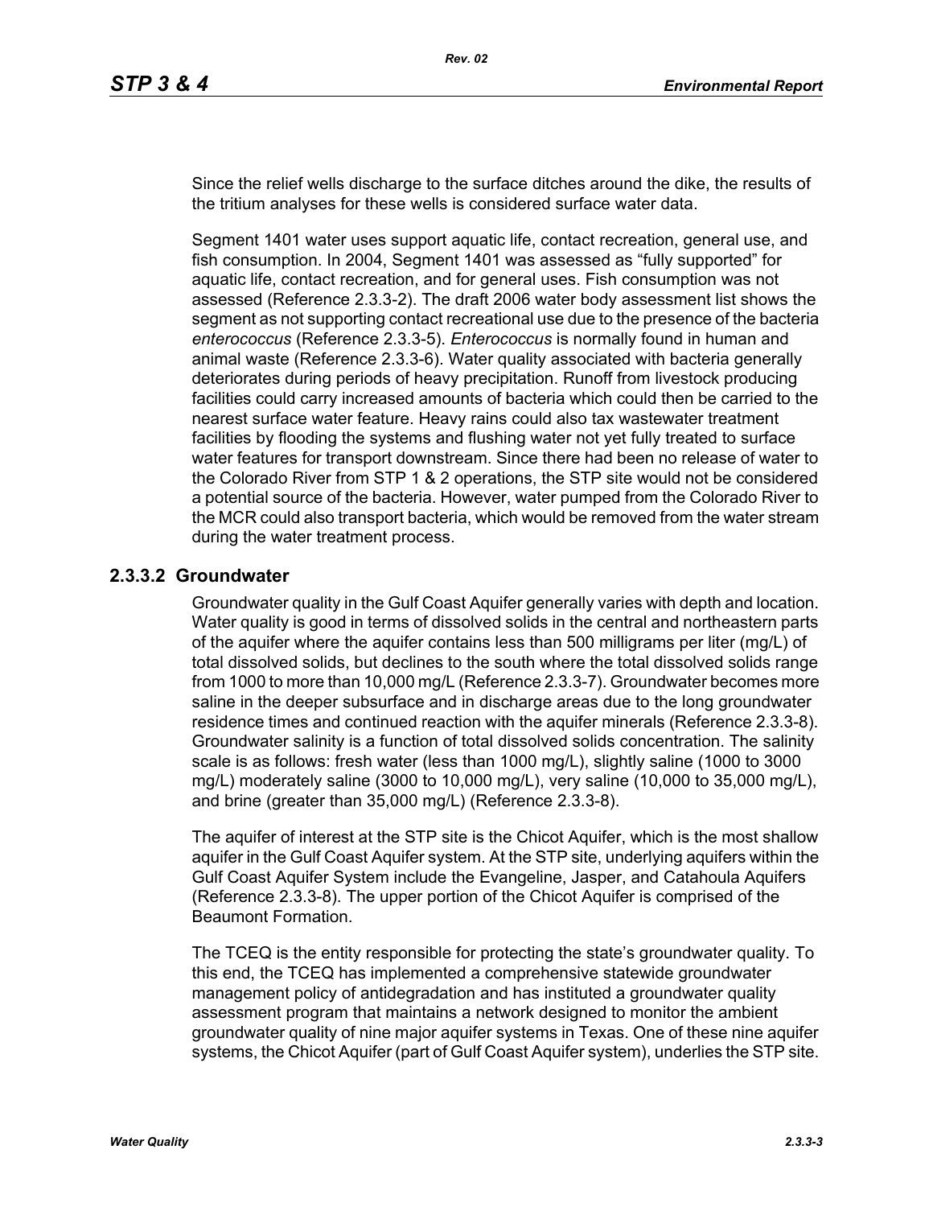Since the relief wells discharge to the surface ditches around the dike, the results of the tritium analyses for these wells is considered surface water data.

Segment 1401 water uses support aquatic life, contact recreation, general use, and fish consumption. In 2004, Segment 1401 was assessed as "fully supported" for aquatic life, contact recreation, and for general uses. Fish consumption was not assessed (Reference 2.3.3-2). The draft 2006 water body assessment list shows the segment as not supporting contact recreational use due to the presence of the bacteria *enterococcus* (Reference 2.3.3-5). *Enterococcus* is normally found in human and animal waste (Reference 2.3.3-6). Water quality associated with bacteria generally deteriorates during periods of heavy precipitation. Runoff from livestock producing facilities could carry increased amounts of bacteria which could then be carried to the nearest surface water feature. Heavy rains could also tax wastewater treatment facilities by flooding the systems and flushing water not yet fully treated to surface water features for transport downstream. Since there had been no release of water to the Colorado River from STP 1 & 2 operations, the STP site would not be considered a potential source of the bacteria. However, water pumped from the Colorado River to the MCR could also transport bacteria, which would be removed from the water stream during the water treatment process.

### 2.3.3.2 Groundwater

Groundwater quality in the Gulf Coast Aquifer generally varies with depth and location. Water quality is good in terms of dissolved solids in the central and northeastern parts of the aquifer where the aquifer contains less than 500 milligrams per liter (mg/L) of total dissolved solids, but declines to the south where the total dissolved solids range from 1000 to more than 10,000 mg/L (Reference 2.3.3-7). Groundwater becomes more saline in the deeper subsurface and in discharge areas due to the long groundwater residence times and continued reaction with the aquifer minerals (Reference 2.3.3-8). Groundwater salinity is a function of total dissolved solids concentration. The salinity scale is as follows: fresh water (less than 1000 mg/L), slightly saline (1000 to 3000 mg/L) moderately saline (3000 to 10,000 mg/L), very saline (10,000 to 35,000 mg/L), and brine (greater than 35,000 mg/L) (Reference 2.3.3-8).

The aquifer of interest at the STP site is the Chicot Aquifer, which is the most shallow aquifer in the Gulf Coast Aquifer system. At the STP site, underlying aquifers within the Gulf Coast Aquifer System include the Evangeline, Jasper, and Catahoula Aquifers (Reference 2.3.3-8). The upper portion of the Chicot Aquifer is comprised of the Beaumont Formation.

The TCEQ is the entity responsible for protecting the state's groundwater quality. To this end, the TCEQ has implemented a comprehensive statewide groundwater management policy of antidegradation and has instituted a groundwater quality assessment program that maintains a network designed to monitor the ambient groundwater quality of nine major aquifer systems in Texas. One of these nine aquifer systems, the Chicot Aquifer (part of Gulf Coast Aquifer system), underlies the STP site.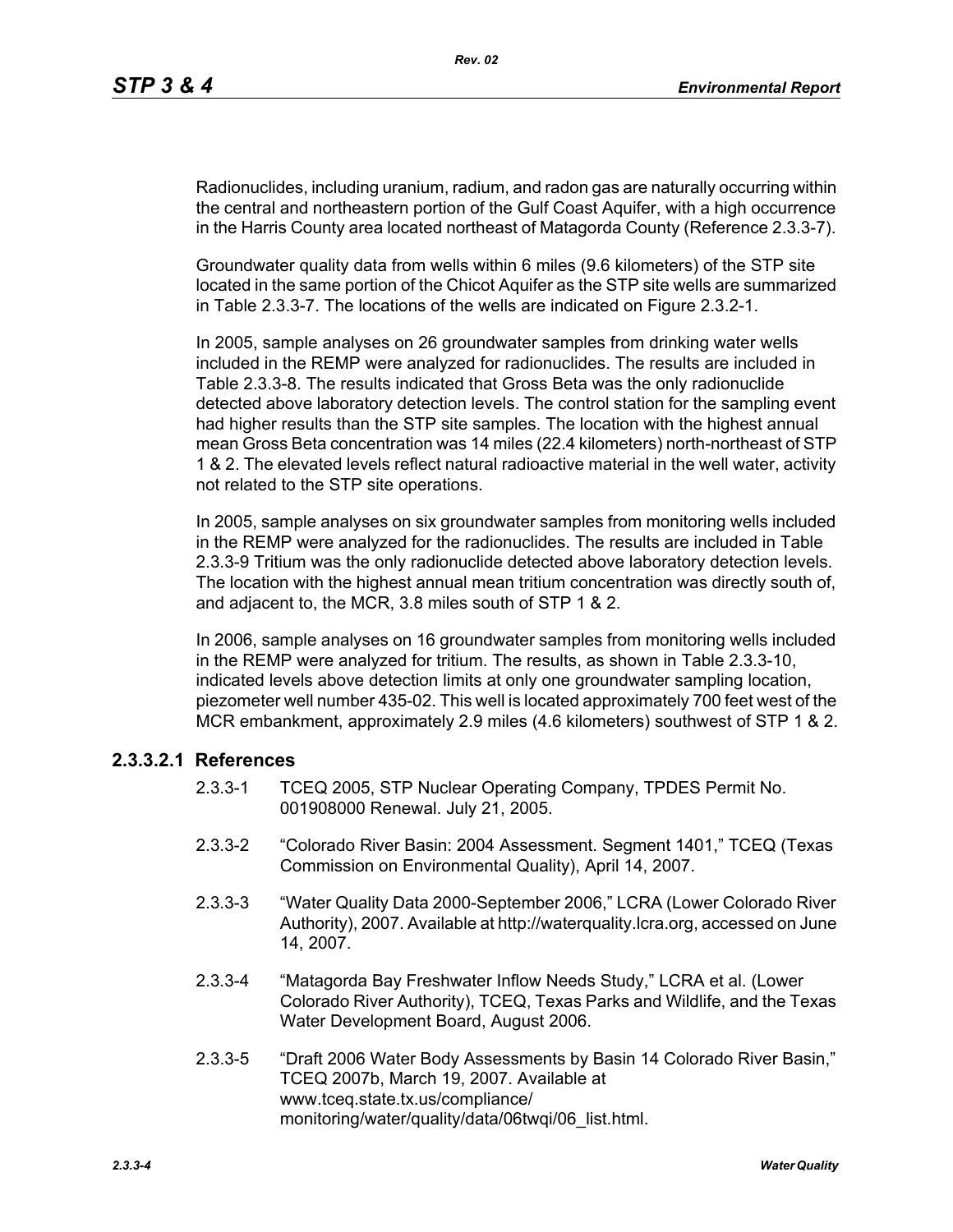Radionuclides, including uranium, radium, and radon gas are naturally occurring within the central and northeastern portion of the Gulf Coast Aquifer, with a high occurrence in the Harris County area located northeast of Matagorda County (Reference 2.3.3-7).

Groundwater quality data from wells within 6 miles (9.6 kilometers) of the STP site located in the same portion of the Chicot Aquifer as the STP site wells are summarized in Table 2.3.3-7. The locations of the wells are indicated on Figure 2.3.2-1.

In 2005, sample analyses on 26 groundwater samples from drinking water wells included in the REMP were analyzed for radionuclides. The results are included in Table 2.3.3-8. The results indicated that Gross Beta was the only radionuclide detected above laboratory detection levels. The control station for the sampling event had higher results than the STP site samples. The location with the highest annual mean Gross Beta concentration was 14 miles (22.4 kilometers) north-northeast of STP 1 & 2. The elevated levels reflect natural radioactive material in the well water, activity not related to the STP site operations.

In 2005, sample analyses on six groundwater samples from monitoring wells included in the REMP were analyzed for the radionuclides. The results are included in Table 2.3.3-9 Tritium was the only radionuclide detected above laboratory detection levels. The location with the highest annual mean tritium concentration was directly south of, and adjacent to, the MCR, 3.8 miles south of STP 1 & 2.

In 2006, sample analyses on 16 groundwater samples from monitoring wells included in the REMP were analyzed for tritium. The results, as shown in Table 2.3.3-10, indicated levels above detection limits at only one groundwater sampling location, piezometer well number 435-02. This well is located approximately 700 feet west of the MCR embankment, approximately 2.9 miles (4.6 kilometers) southwest of STP 1 & 2.

### 2.3.3.2.1 References

2.3.3-1 TCEQ 2005, STP Nuclear Operating Company, TPDES Permit No. 001908000 Renewal. July 21, 2005.

2.3.3-2 "Colorado River Basin: 2004 Assessment. Segment 1401," TCEQ (Texas Commission on Environmental Quality), April 14, 2007.

2.3.3-3 "Water Quality Data 2000-September 2006," LCRA (Lower Colorado River Authority), 2007. Available at http://waterquality.lcra.org, accessed on June 14, 2007.

2.3.3-4 "Matagorda Bay Freshwater Inflow Needs Study," LCRA et al. (Lower Colorado River Authority), TCEQ, Texas Parks and Wildlife, and the Texas Water Development Board, August 2006.

2.3.3-5 "Draft 2006 Water Body Assessments by Basin 14 Colorado River Basin," TCEQ 2007b, March 19, 2007. Available at www.tceq.state.tx.us/compliance/monitoring/water/quality/data/06twqi/06_list.html.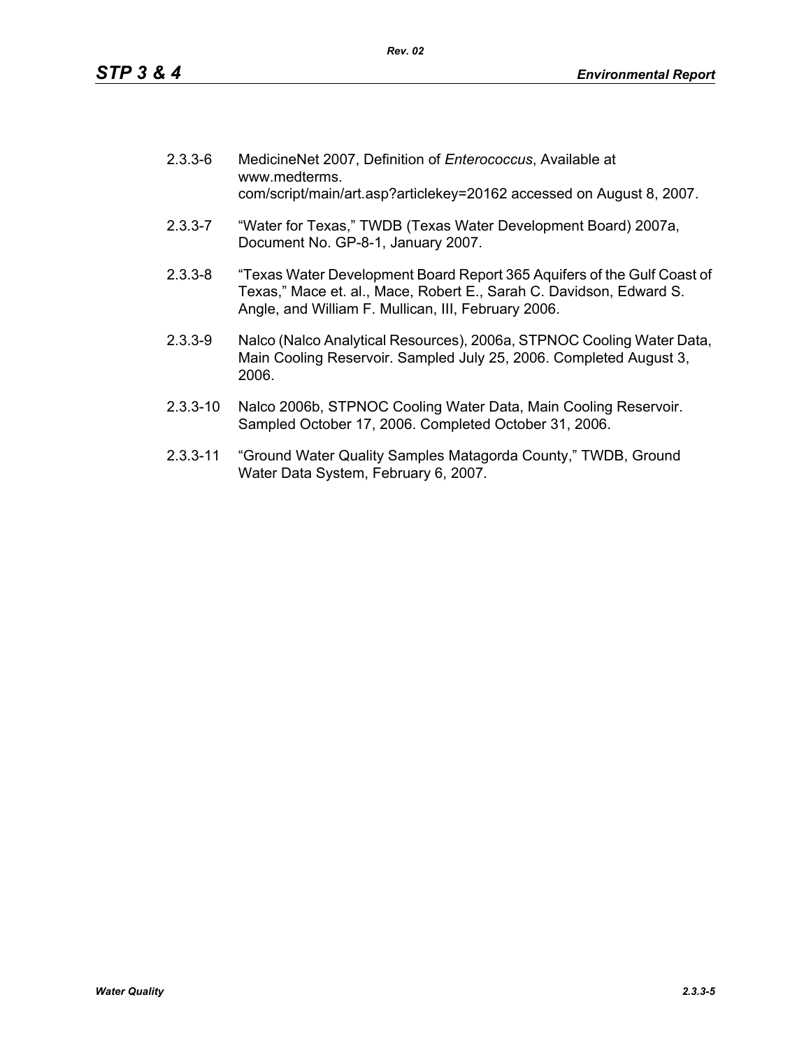2.3.3-6 MedicineNet 2007, Definition of *Enterococcus*, Available at www.medterms. com/script/main/art.asp?articlekey=20162 accessed on August 8, 2007.

2.3.3-7 "Water for Texas," TWDB (Texas Water Development Board) 2007a, Document No. GP-8-1, January 2007.

2.3.3-8 "Texas Water Development Board Report 365 Aquifers of the Gulf Coast of Texas," Mace et. al., Mace, Robert E., Sarah C. Davidson, Edward S. Angle, and William F. Mullican, III, February 2006.

2.3.3-9 Nalco (Nalco Analytical Resources), 2006a, STPNOC Cooling Water Data, Main Cooling Reservoir. Sampled July 25, 2006. Completed August 3, 2006.

2.3.3-10 Nalco 2006b, STPNOC Cooling Water Data, Main Cooling Reservoir. Sampled October 17, 2006. Completed October 31, 2006.

2.3.3-11 "Ground Water Quality Samples Matagorda County," TWDB, Ground Water Data System, February 6, 2007.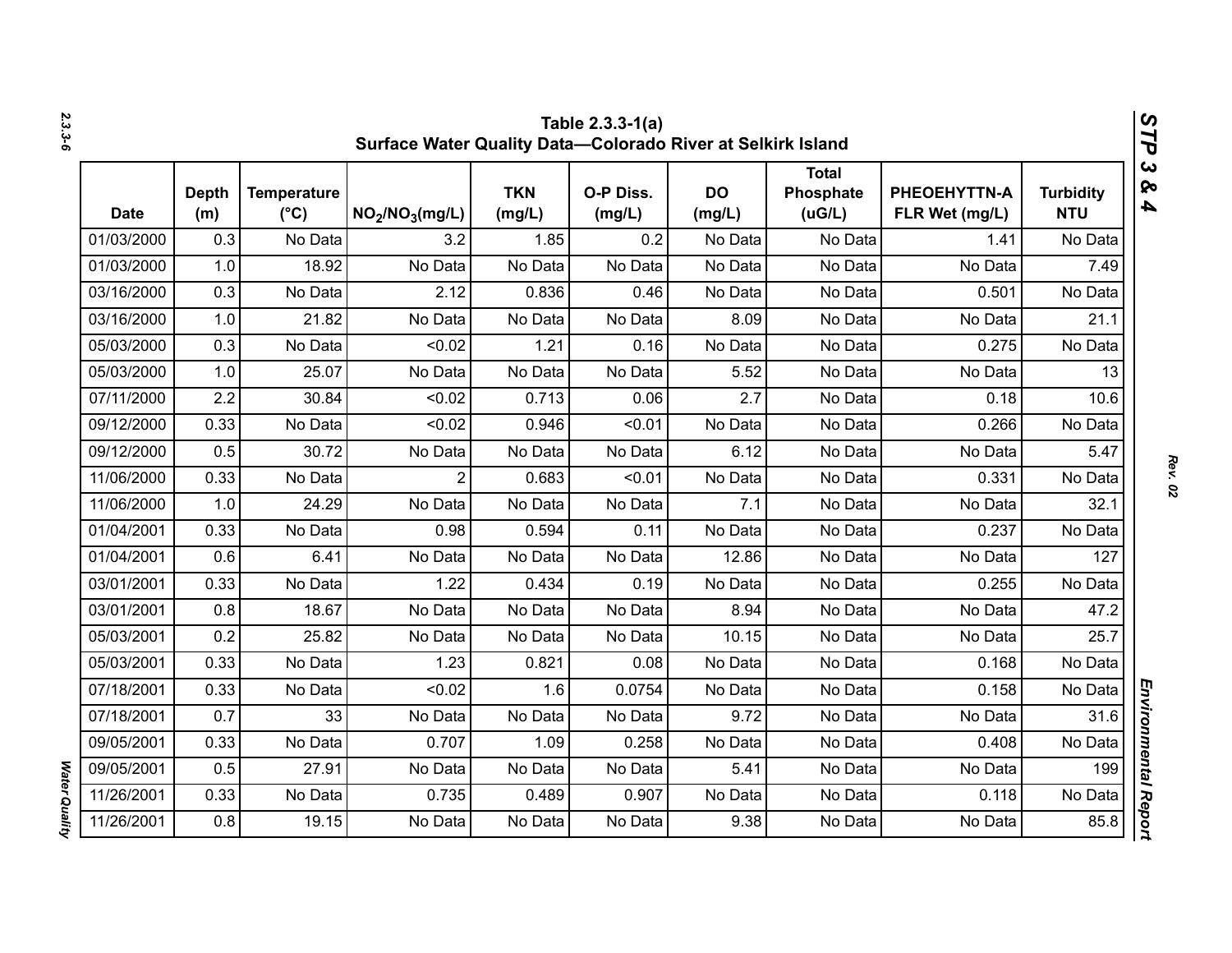Table 2.3.3-1(a)
Surface Water Quality Data—Colorado River at Selkirk Island

| Date | Depth (m) | Temperature (°C) | $NO_2/NO_3$(mg/L) | TKN (mg/L) | O-P Diss. (mg/L) | DO (mg/L) | Total Phosphate (uG/L) | PHEOEHYTTN-A FLR Wet (mg/L) | Turbidity NTU |
|---|---|---|---|---|---|---|---|---|---|
| 01/03/2000 | 0.3 | No Data | 3.2 | 1.85 | 0.2 | No Data | No Data | 1.41 | No Data |
| 01/03/2000 | 1.0 | 18.92 | No Data | No Data | No Data | No Data | No Data | No Data | 7.49 |
| 03/16/2000 | 0.3 | No Data | 2.12 | 0.836 | 0.46 | No Data | No Data | 0.501 | No Data |
| 03/16/2000 | 1.0 | 21.82 | No Data | No Data | No Data | 8.09 | No Data | No Data | 21.1 |
| 05/03/2000 | 0.3 | No Data | <0.02 | 1.21 | 0.16 | No Data | No Data | 0.275 | No Data |
| 05/03/2000 | 1.0 | 25.07 | No Data | No Data | No Data | 5.52 | No Data | No Data | 13 |
| 07/11/2000 | 2.2 | 30.84 | <0.02 | 0.713 | 0.06 | 2.7 | No Data | 0.18 | 10.6 |
| 09/12/2000 | 0.33 | No Data | <0.02 | 0.946 | <0.01 | No Data | No Data | 0.266 | No Data |
| 09/12/2000 | 0.5 | 30.72 | No Data | No Data | No Data | 6.12 | No Data | No Data | 5.47 |
| 11/06/2000 | 0.33 | No Data | 2 | 0.683 | <0.01 | No Data | No Data | 0.331 | No Data |
| 11/06/2000 | 1.0 | 24.29 | No Data | No Data | No Data | 7.1 | No Data | No Data | 32.1 |
| 01/04/2001 | 0.33 | No Data | 0.98 | 0.594 | 0.11 | No Data | No Data | 0.237 | No Data |
| 01/04/2001 | 0.6 | 6.41 | No Data | No Data | No Data | 12.86 | No Data | No Data | 127 |
| 03/01/2001 | 0.33 | No Data | 1.22 | 0.434 | 0.19 | No Data | No Data | 0.255 | No Data |
| 03/01/2001 | 0.8 | 18.67 | No Data | No Data | No Data | 8.94 | No Data | No Data | 47.2 |
| 05/03/2001 | 0.2 | 25.82 | No Data | No Data | No Data | 10.15 | No Data | No Data | 25.7 |
| 05/03/2001 | 0.33 | No Data | 1.23 | 0.821 | 0.08 | No Data | No Data | 0.168 | No Data |
| 07/18/2001 | 0.33 | No Data | <0.02 | 1.6 | 0.0754 | No Data | No Data | 0.158 | No Data |
| 07/18/2001 | 0.7 | 33 | No Data | No Data | No Data | 9.72 | No Data | No Data | 31.6 |
| 09/05/2001 | 0.33 | No Data | 0.707 | 1.09 | 0.258 | No Data | No Data | 0.408 | No Data |
| 09/05/2001 | 0.5 | 27.91 | No Data | No Data | No Data | 5.41 | No Data | No Data | 199 |
| 11/26/2001 | 0.33 | No Data | 0.735 | 0.489 | 0.907 | No Data | No Data | 0.118 | No Data |
| 11/26/2001 | 0.8 | 19.15 | No Data | No Data | No Data | 9.38 | No Data | No Data | 85.8 |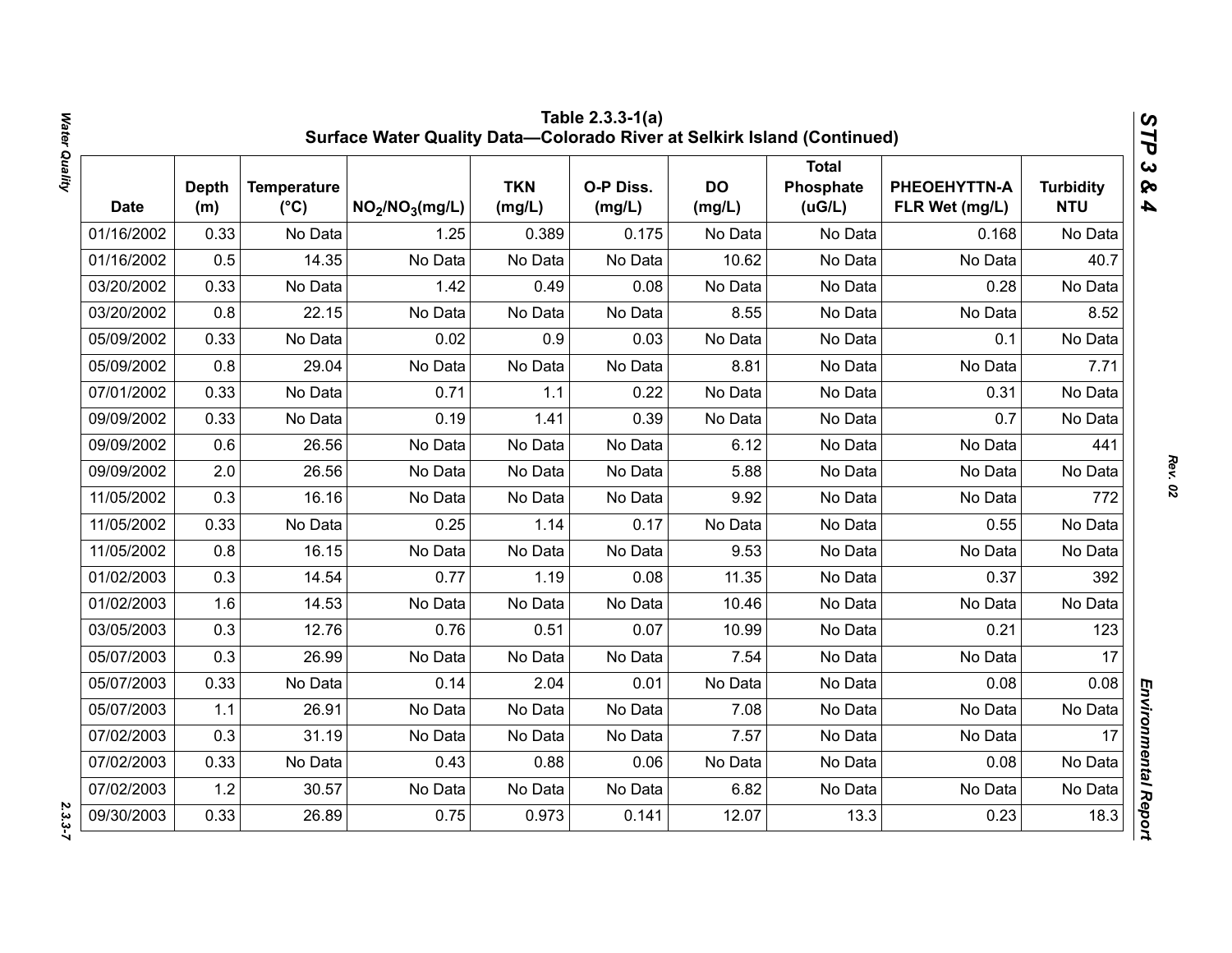**Table 2.3.3-1(a)**
**Surface Water Quality Data—Colorado River at Selkirk Island (Continued)**

| Date | Depth (m) | Temperature (°C) | $NO_2/NO_3$(mg/L) | TKN (mg/L) | O-P Diss. (mg/L) | DO (mg/L) | Total Phosphate (uG/L) | PHEOEHYTTN-A FLR Wet (mg/L) | Turbidity NTU |
|---|---|---|---|---|---|---|---|---|---|
| 01/16/2002 | 0.33 | No Data | 1.25 | 0.389 | 0.175 | No Data | No Data | 0.168 | No Data |
| 01/16/2002 | 0.5 | 14.35 | No Data | No Data | No Data | 10.62 | No Data | No Data | 40.7 |
| 03/20/2002 | 0.33 | No Data | 1.42 | 0.49 | 0.08 | No Data | No Data | 0.28 | No Data |
| 03/20/2002 | 0.8 | 22.15 | No Data | No Data | No Data | 8.55 | No Data | No Data | 8.52 |
| 05/09/2002 | 0.33 | No Data | 0.02 | 0.9 | 0.03 | No Data | No Data | 0.1 | No Data |
| 05/09/2002 | 0.8 | 29.04 | No Data | No Data | No Data | 8.81 | No Data | No Data | 7.71 |
| 07/01/2002 | 0.33 | No Data | 0.71 | 1.1 | 0.22 | No Data | No Data | 0.31 | No Data |
| 09/09/2002 | 0.33 | No Data | 0.19 | 1.41 | 0.39 | No Data | No Data | 0.7 | No Data |
| 09/09/2002 | 0.6 | 26.56 | No Data | No Data | No Data | 6.12 | No Data | No Data | 441 |
| 09/09/2002 | 2.0 | 26.56 | No Data | No Data | No Data | 5.88 | No Data | No Data | No Data |
| 11/05/2002 | 0.3 | 16.16 | No Data | No Data | No Data | 9.92 | No Data | No Data | 772 |
| 11/05/2002 | 0.33 | No Data | 0.25 | 1.14 | 0.17 | No Data | No Data | 0.55 | No Data |
| 11/05/2002 | 0.8 | 16.15 | No Data | No Data | No Data | 9.53 | No Data | No Data | No Data |
| 01/02/2003 | 0.3 | 14.54 | 0.77 | 1.19 | 0.08 | 11.35 | No Data | 0.37 | 392 |
| 01/02/2003 | 1.6 | 14.53 | No Data | No Data | No Data | 10.46 | No Data | No Data | No Data |
| 03/05/2003 | 0.3 | 12.76 | 0.76 | 0.51 | 0.07 | 10.99 | No Data | 0.21 | 123 |
| 05/07/2003 | 0.3 | 26.99 | No Data | No Data | No Data | 7.54 | No Data | No Data | 17 |
| 05/07/2003 | 0.33 | No Data | 0.14 | 2.04 | 0.01 | No Data | No Data | 0.08 | 0.08 |
| 05/07/2003 | 1.1 | 26.91 | No Data | No Data | No Data | 7.08 | No Data | No Data | No Data |
| 07/02/2003 | 0.3 | 31.19 | No Data | No Data | No Data | 7.57 | No Data | No Data | 17 |
| 07/02/2003 | 0.33 | No Data | 0.43 | 0.88 | 0.06 | No Data | No Data | 0.08 | No Data |
| 07/02/2003 | 1.2 | 30.57 | No Data | No Data | No Data | 6.82 | No Data | No Data | No Data |
| 09/30/2003 | 0.33 | 26.89 | 0.75 | 0.973 | 0.141 | 12.07 | 13.3 | 0.23 | 18.3 |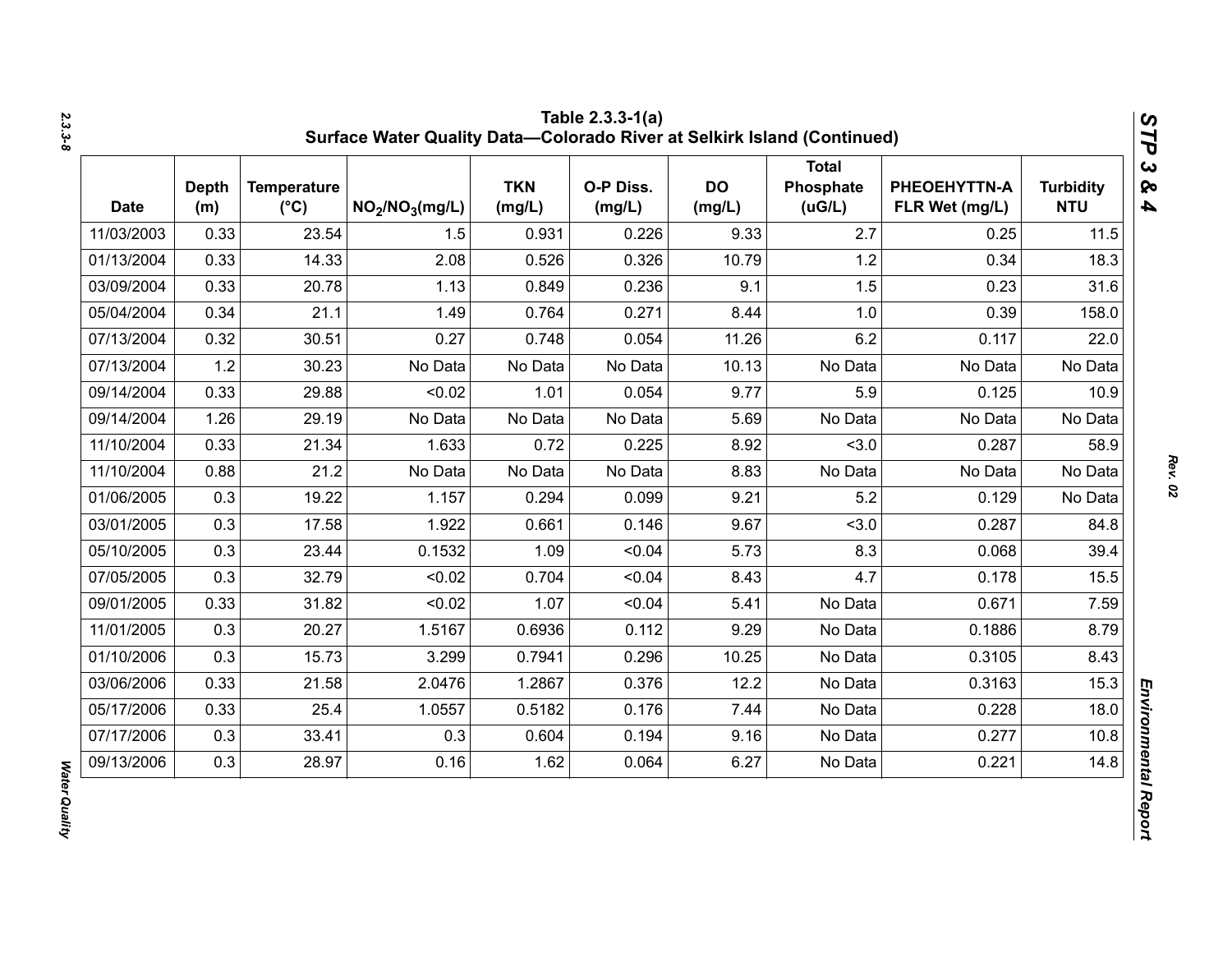**Table 2.3.3-1(a)**
**Surface Water Quality Data—Colorado River at Selkirk Island (Continued)**

| Date | Depth (m) | Temperature (°C) | $NO_2/NO_3$(mg/L) | TKN (mg/L) | O-P Diss. (mg/L) | DO (mg/L) | Total Phosphate (uG/L) | PHEOEHYTTN-A FLR Wet (mg/L) | Turbidity NTU |
|---|---|---|---|---|---|---|---|---|---|
| 11/03/2003 | 0.33 | 23.54 | 1.5 | 0.931 | 0.226 | 9.33 | 2.7 | 0.25 | 11.5 |
| 01/13/2004 | 0.33 | 14.33 | 2.08 | 0.526 | 0.326 | 10.79 | 1.2 | 0.34 | 18.3 |
| 03/09/2004 | 0.33 | 20.78 | 1.13 | 0.849 | 0.236 | 9.1 | 1.5 | 0.23 | 31.6 |
| 05/04/2004 | 0.34 | 21.1 | 1.49 | 0.764 | 0.271 | 8.44 | 1.0 | 0.39 | 158.0 |
| 07/13/2004 | 0.32 | 30.51 | 0.27 | 0.748 | 0.054 | 11.26 | 6.2 | 0.117 | 22.0 |
| 07/13/2004 | 1.2 | 30.23 | No Data | No Data | No Data | 10.13 | No Data | No Data | No Data |
| 09/14/2004 | 0.33 | 29.88 | <0.02 | 1.01 | 0.054 | 9.77 | 5.9 | 0.125 | 10.9 |
| 09/14/2004 | 1.26 | 29.19 | No Data | No Data | No Data | 5.69 | No Data | No Data | No Data |
| 11/10/2004 | 0.33 | 21.34 | 1.633 | 0.72 | 0.225 | 8.92 | <3.0 | 0.287 | 58.9 |
| 11/10/2004 | 0.88 | 21.2 | No Data | No Data | No Data | 8.83 | No Data | No Data | No Data |
| 01/06/2005 | 0.3 | 19.22 | 1.157 | 0.294 | 0.099 | 9.21 | 5.2 | 0.129 | No Data |
| 03/01/2005 | 0.3 | 17.58 | 1.922 | 0.661 | 0.146 | 9.67 | <3.0 | 0.287 | 84.8 |
| 05/10/2005 | 0.3 | 23.44 | 0.1532 | 1.09 | <0.04 | 5.73 | 8.3 | 0.068 | 39.4 |
| 07/05/2005 | 0.3 | 32.79 | <0.02 | 0.704 | <0.04 | 8.43 | 4.7 | 0.178 | 15.5 |
| 09/01/2005 | 0.33 | 31.82 | <0.02 | 1.07 | <0.04 | 5.41 | No Data | 0.671 | 7.59 |
| 11/01/2005 | 0.3 | 20.27 | 1.5167 | 0.6936 | 0.112 | 9.29 | No Data | 0.1886 | 8.79 |
| 01/10/2006 | 0.3 | 15.73 | 3.299 | 0.7941 | 0.296 | 10.25 | No Data | 0.3105 | 8.43 |
| 03/06/2006 | 0.33 | 21.58 | 2.0476 | 1.2867 | 0.376 | 12.2 | No Data | 0.3163 | 15.3 |
| 05/17/2006 | 0.33 | 25.4 | 1.0557 | 0.5182 | 0.176 | 7.44 | No Data | 0.228 | 18.0 |
| 07/17/2006 | 0.3 | 33.41 | 0.3 | 0.604 | 0.194 | 9.16 | No Data | 0.277 | 10.8 |
| 09/13/2006 | 0.3 | 28.97 | 0.16 | 1.62 | 0.064 | 6.27 | No Data | 0.221 | 14.8 |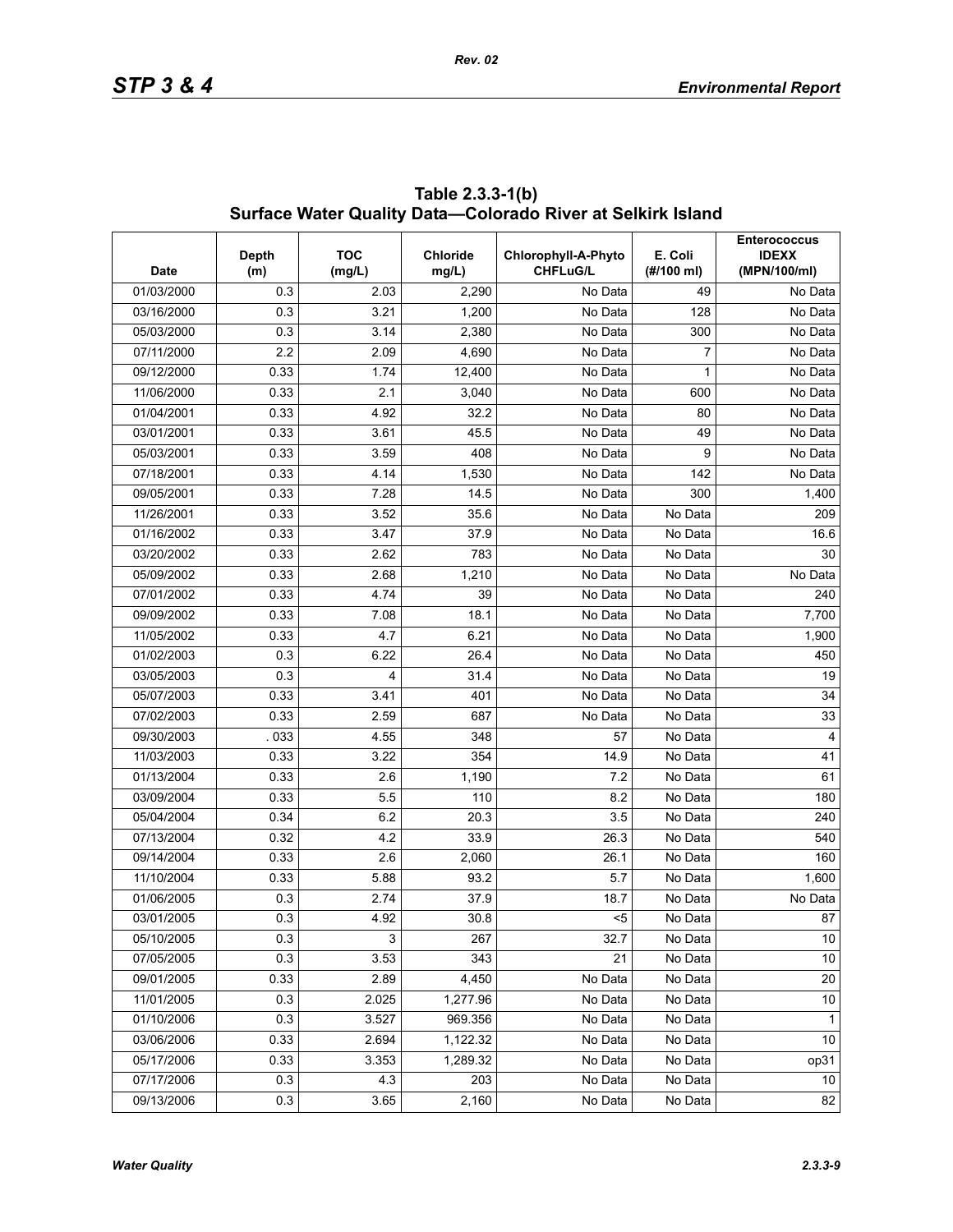**Table 2.3.3-1(b)**
**Surface Water Quality Data—Colorado River at Selkirk Island**

| Date | Depth (m) | TOC (mg/L) | Chloride mg/L) | Chlorophyll-A-Phyto CHFLuG/L | E. Coli (#/100 ml) | Enterococcus IDEXX (MPN/100/ml) |
|---|---|---|---|---|---|---|
| 01/03/2000 | 0.3 | 2.03 | 2,290 | No Data | 49 | No Data |
| 03/16/2000 | 0.3 | 3.21 | 1,200 | No Data | 128 | No Data |
| 05/03/2000 | 0.3 | 3.14 | 2,380 | No Data | 300 | No Data |
| 07/11/2000 | 2.2 | 2.09 | 4,690 | No Data | 7 | No Data |
| 09/12/2000 | 0.33 | 1.74 | 12,400 | No Data | 1 | No Data |
| 11/06/2000 | 0.33 | 2.1 | 3,040 | No Data | 600 | No Data |
| 01/04/2001 | 0.33 | 4.92 | 32.2 | No Data | 80 | No Data |
| 03/01/2001 | 0.33 | 3.61 | 45.5 | No Data | 49 | No Data |
| 05/03/2001 | 0.33 | 3.59 | 408 | No Data | 9 | No Data |
| 07/18/2001 | 0.33 | 4.14 | 1,530 | No Data | 142 | No Data |
| 09/05/2001 | 0.33 | 7.28 | 14.5 | No Data | 300 | 1,400 |
| 11/26/2001 | 0.33 | 3.52 | 35.6 | No Data | No Data | 209 |
| 01/16/2002 | 0.33 | 3.47 | 37.9 | No Data | No Data | 16.6 |
| 03/20/2002 | 0.33 | 2.62 | 783 | No Data | No Data | 30 |
| 05/09/2002 | 0.33 | 2.68 | 1,210 | No Data | No Data | No Data |
| 07/01/2002 | 0.33 | 4.74 | 39 | No Data | No Data | 240 |
| 09/09/2002 | 0.33 | 7.08 | 18.1 | No Data | No Data | 7,700 |
| 11/05/2002 | 0.33 | 4.7 | 6.21 | No Data | No Data | 1,900 |
| 01/02/2003 | 0.3 | 6.22 | 26.4 | No Data | No Data | 450 |
| 03/05/2003 | 0.3 | 4 | 31.4 | No Data | No Data | 19 |
| 05/07/2003 | 0.33 | 3.41 | 401 | No Data | No Data | 34 |
| 07/02/2003 | 0.33 | 2.59 | 687 | No Data | No Data | 33 |
| 09/30/2003 | . 033 | 4.55 | 348 | 57 | No Data | 4 |
| 11/03/2003 | 0.33 | 3.22 | 354 | 14.9 | No Data | 41 |
| 01/13/2004 | 0.33 | 2.6 | 1,190 | 7.2 | No Data | 61 |
| 03/09/2004 | 0.33 | 5.5 | 110 | 8.2 | No Data | 180 |
| 05/04/2004 | 0.34 | 6.2 | 20.3 | 3.5 | No Data | 240 |
| 07/13/2004 | 0.32 | 4.2 | 33.9 | 26.3 | No Data | 540 |
| 09/14/2004 | 0.33 | 2.6 | 2,060 | 26.1 | No Data | 160 |
| 11/10/2004 | 0.33 | 5.88 | 93.2 | 5.7 | No Data | 1,600 |
| 01/06/2005 | 0.3 | 2.74 | 37.9 | 18.7 | No Data | No Data |
| 03/01/2005 | 0.3 | 4.92 | 30.8 | <5 | No Data | 87 |
| 05/10/2005 | 0.3 | 3 | 267 | 32.7 | No Data | 10 |
| 07/05/2005 | 0.3 | 3.53 | 343 | 21 | No Data | 10 |
| 09/01/2005 | 0.33 | 2.89 | 4,450 | No Data | No Data | 20 |
| 11/01/2005 | 0.3 | 2.025 | 1,277.96 | No Data | No Data | 10 |
| 01/10/2006 | 0.3 | 3.527 | 969.356 | No Data | No Data | 1 |
| 03/06/2006 | 0.33 | 2.694 | 1,122.32 | No Data | No Data | 10 |
| 05/17/2006 | 0.33 | 3.353 | 1,289.32 | No Data | No Data | op31 |
| 07/17/2006 | 0.3 | 4.3 | 203 | No Data | No Data | 10 |
| 09/13/2006 | 0.3 | 3.65 | 2,160 | No Data | No Data | 82 |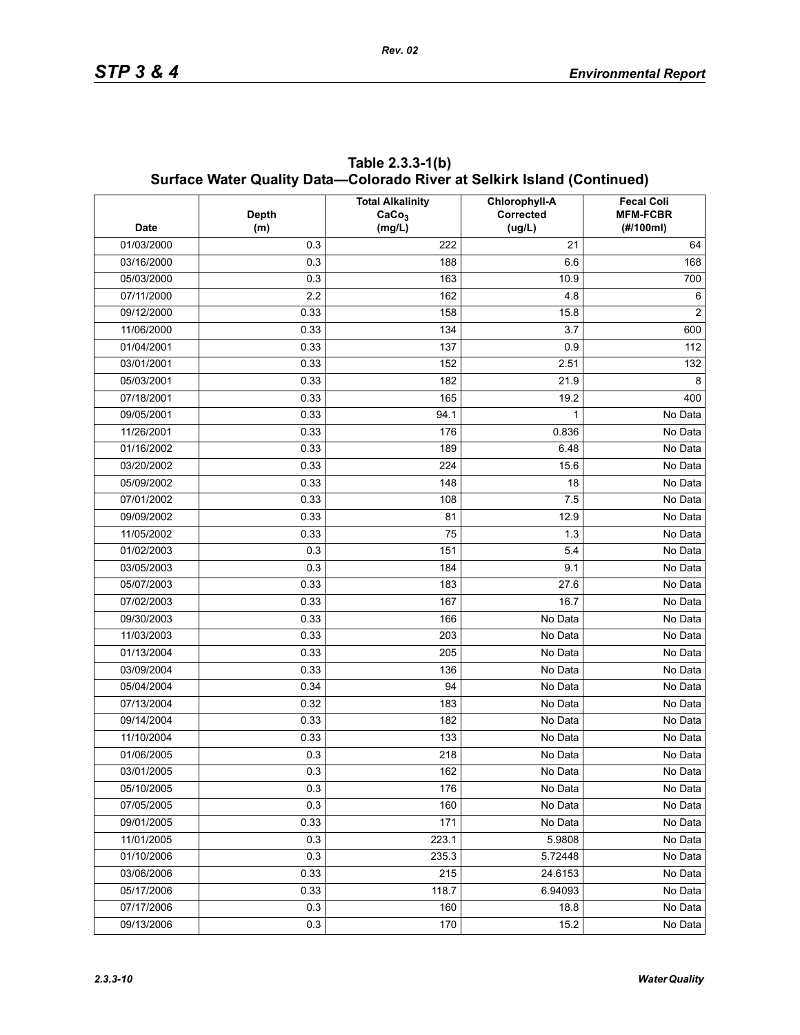## Table 2.3.3-1(b) Surface Water Quality Data—Colorado River at Selkirk Island (Continued)

| Date | Depth (m) | Total Alkalinity $CaCo_3$ (mg/L) | Chlorophyll-A Corrected (ug/L) | Fecal Coli MFM-FCBR (#/100ml) |
|---|---|---|---|---|
| 01/03/2000 | 0.3 | 222 | 21 | 64 |
| 03/16/2000 | 0.3 | 188 | 6.6 | 168 |
| 05/03/2000 | 0.3 | 163 | 10.9 | 700 |
| 07/11/2000 | 2.2 | 162 | 4.8 | 6 |
| 09/12/2000 | 0.33 | 158 | 15.8 | 2 |
| 11/06/2000 | 0.33 | 134 | 3.7 | 600 |
| 01/04/2001 | 0.33 | 137 | 0.9 | 112 |
| 03/01/2001 | 0.33 | 152 | 2.51 | 132 |
| 05/03/2001 | 0.33 | 182 | 21.9 | 8 |
| 07/18/2001 | 0.33 | 165 | 19.2 | 400 |
| 09/05/2001 | 0.33 | 94.1 | 1 | No Data |
| 11/26/2001 | 0.33 | 176 | 0.836 | No Data |
| 01/16/2002 | 0.33 | 189 | 6.48 | No Data |
| 03/20/2002 | 0.33 | 224 | 15.6 | No Data |
| 05/09/2002 | 0.33 | 148 | 18 | No Data |
| 07/01/2002 | 0.33 | 108 | 7.5 | No Data |
| 09/09/2002 | 0.33 | 81 | 12.9 | No Data |
| 11/05/2002 | 0.33 | 75 | 1.3 | No Data |
| 01/02/2003 | 0.3 | 151 | 5.4 | No Data |
| 03/05/2003 | 0.3 | 184 | 9.1 | No Data |
| 05/07/2003 | 0.33 | 183 | 27.6 | No Data |
| 07/02/2003 | 0.33 | 167 | 16.7 | No Data |
| 09/30/2003 | 0.33 | 166 | No Data | No Data |
| 11/03/2003 | 0.33 | 203 | No Data | No Data |
| 01/13/2004 | 0.33 | 205 | No Data | No Data |
| 03/09/2004 | 0.33 | 136 | No Data | No Data |
| 05/04/2004 | 0.34 | 94 | No Data | No Data |
| 07/13/2004 | 0.32 | 183 | No Data | No Data |
| 09/14/2004 | 0.33 | 182 | No Data | No Data |
| 11/10/2004 | 0.33 | 133 | No Data | No Data |
| 01/06/2005 | 0.3 | 218 | No Data | No Data |
| 03/01/2005 | 0.3 | 162 | No Data | No Data |
| 05/10/2005 | 0.3 | 176 | No Data | No Data |
| 07/05/2005 | 0.3 | 160 | No Data | No Data |
| 09/01/2005 | 0.33 | 171 | No Data | No Data |
| 11/01/2005 | 0.3 | 223.1 | 5.9808 | No Data |
| 01/10/2006 | 0.3 | 235.3 | 5.72448 | No Data |
| 03/06/2006 | 0.33 | 215 | 24.6153 | No Data |
| 05/17/2006 | 0.33 | 118.7 | 6.94093 | No Data |
| 07/17/2006 | 0.3 | 160 | 18.8 | No Data |
| 09/13/2006 | 0.3 | 170 | 15.2 | No Data |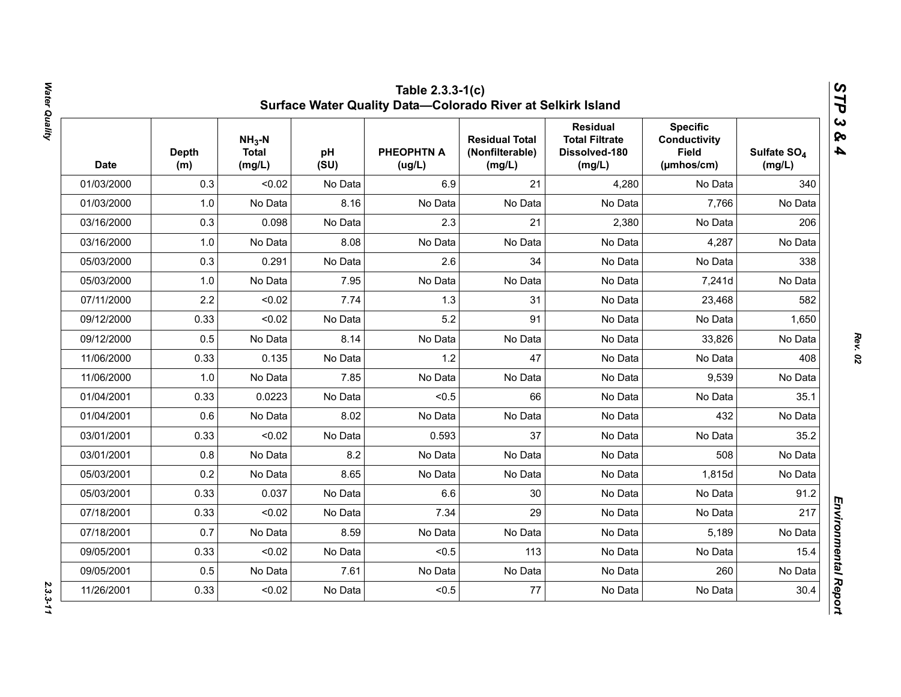## Table 2.3.3-1(c) Surface Water Quality Data—Colorado River at Selkirk Island

| Date | Depth (m) | $NH_3$-N Total (mg/L) | pH (SU) | PHEOPHTN A (ug/L) | Residual Total (Nonfilterable) (mg/L) | Residual Total Filtrate Dissolved-180 (mg/L) | Specific Conductivity Field (µmhos/cm) | Sulfate $SO_4$ (mg/L) |
|---|---|---|---|---|---|---|---|---|
| 01/03/2000 | 0.3 | <0.02 | No Data | 6.9 | 21 | 4,280 | No Data | 340 |
| 01/03/2000 | 1.0 | No Data | 8.16 | No Data | No Data | No Data | 7,766 | No Data |
| 03/16/2000 | 0.3 | 0.098 | No Data | 2.3 | 21 | 2,380 | No Data | 206 |
| 03/16/2000 | 1.0 | No Data | 8.08 | No Data | No Data | No Data | 4,287 | No Data |
| 05/03/2000 | 0.3 | 0.291 | No Data | 2.6 | 34 | No Data | No Data | 338 |
| 05/03/2000 | 1.0 | No Data | 7.95 | No Data | No Data | No Data | 7,241d | No Data |
| 07/11/2000 | 2.2 | <0.02 | 7.74 | 1.3 | 31 | No Data | 23,468 | 582 |
| 09/12/2000 | 0.33 | <0.02 | No Data | 5.2 | 91 | No Data | No Data | 1,650 |
| 09/12/2000 | 0.5 | No Data | 8.14 | No Data | No Data | No Data | 33,826 | No Data |
| 11/06/2000 | 0.33 | 0.135 | No Data | 1.2 | 47 | No Data | No Data | 408 |
| 11/06/2000 | 1.0 | No Data | 7.85 | No Data | No Data | No Data | 9,539 | No Data |
| 01/04/2001 | 0.33 | 0.0223 | No Data | <0.5 | 66 | No Data | No Data | 35.1 |
| 01/04/2001 | 0.6 | No Data | 8.02 | No Data | No Data | No Data | 432 | No Data |
| 03/01/2001 | 0.33 | <0.02 | No Data | 0.593 | 37 | No Data | No Data | 35.2 |
| 03/01/2001 | 0.8 | No Data | 8.2 | No Data | No Data | No Data | 508 | No Data |
| 05/03/2001 | 0.2 | No Data | 8.65 | No Data | No Data | No Data | 1,815d | No Data |
| 05/03/2001 | 0.33 | 0.037 | No Data | 6.6 | 30 | No Data | No Data | 91.2 |
| 07/18/2001 | 0.33 | <0.02 | No Data | 7.34 | 29 | No Data | No Data | 217 |
| 07/18/2001 | 0.7 | No Data | 8.59 | No Data | No Data | No Data | 5,189 | No Data |
| 09/05/2001 | 0.33 | <0.02 | No Data | <0.5 | 113 | No Data | No Data | 15.4 |
| 09/05/2001 | 0.5 | No Data | 7.61 | No Data | No Data | No Data | 260 | No Data |
| 11/26/2001 | 0.33 | <0.02 | No Data | <0.5 | 77 | No Data | No Data | 30.4 |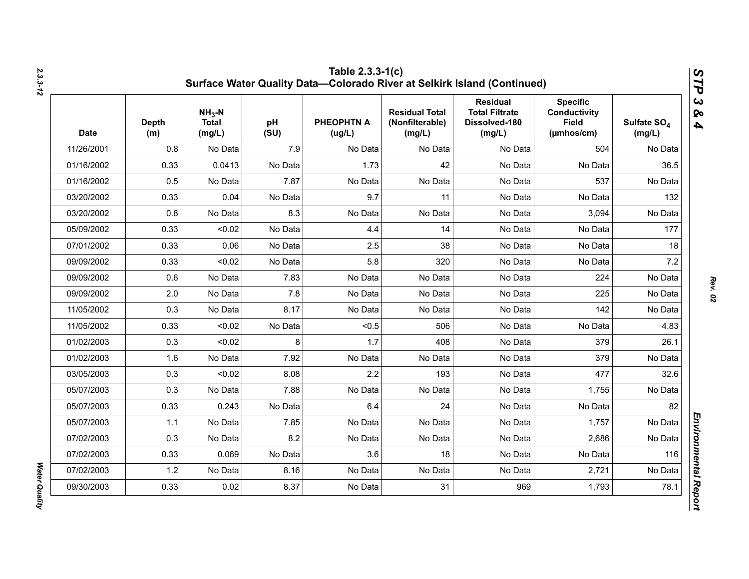## Table 2.3.3-1(c) Surface Water Quality Data—Colorado River at Selkirk Island (Continued)

| Date | Depth (m) | $NH_3$-N Total (mg/L) | pH (SU) | PHEOPHTN A (ug/L) | Residual Total (Nonfilterable) (mg/L) | Residual Total Filtrate Dissolved-180 (mg/L) | Specific Conductivity Field (µmhos/cm) | Sulfate $SO_4$ (mg/L) |
|---|---|---|---|---|---|---|---|---|
| 11/26/2001 | 0.8 | No Data | 7.9 | No Data | No Data | No Data | 504 | No Data |
| 01/16/2002 | 0.33 | 0.0413 | No Data | 1.73 | 42 | No Data | No Data | 36.5 |
| 01/16/2002 | 0.5 | No Data | 7.87 | No Data | No Data | No Data | 537 | No Data |
| 03/20/2002 | 0.33 | 0.04 | No Data | 9.7 | 11 | No Data | No Data | 132 |
| 03/20/2002 | 0.8 | No Data | 8.3 | No Data | No Data | No Data | 3,094 | No Data |
| 05/09/2002 | 0.33 | <0.02 | No Data | 4.4 | 14 | No Data | No Data | 177 |
| 07/01/2002 | 0.33 | 0.06 | No Data | 2.5 | 38 | No Data | No Data | 18 |
| 09/09/2002 | 0.33 | <0.02 | No Data | 5.8 | 320 | No Data | No Data | 7.2 |
| 09/09/2002 | 0.6 | No Data | 7.83 | No Data | No Data | No Data | 224 | No Data |
| 09/09/2002 | 2.0 | No Data | 7.8 | No Data | No Data | No Data | 225 | No Data |
| 11/05/2002 | 0.3 | No Data | 8.17 | No Data | No Data | No Data | 142 | No Data |
| 11/05/2002 | 0.33 | <0.02 | No Data | <0.5 | 506 | No Data | No Data | 4.83 |
| 01/02/2003 | 0.3 | <0.02 | 8 | 1.7 | 408 | No Data | 379 | 26.1 |
| 01/02/2003 | 1.6 | No Data | 7.92 | No Data | No Data | No Data | 379 | No Data |
| 03/05/2003 | 0.3 | <0.02 | 8.08 | 2.2 | 193 | No Data | 477 | 32.6 |
| 05/07/2003 | 0.3 | No Data | 7.88 | No Data | No Data | No Data | 1,755 | No Data |
| 05/07/2003 | 0.33 | 0.243 | No Data | 6.4 | 24 | No Data | No Data | 82 |
| 05/07/2003 | 1.1 | No Data | 7.85 | No Data | No Data | No Data | 1,757 | No Data |
| 07/02/2003 | 0.3 | No Data | 8.2 | No Data | No Data | No Data | 2,686 | No Data |
| 07/02/2003 | 0.33 | 0.069 | No Data | 3.6 | 18 | No Data | No Data | 116 |
| 07/02/2003 | 1.2 | No Data | 8.16 | No Data | No Data | No Data | 2,721 | No Data |
| 09/30/2003 | 0.33 | 0.02 | 8.37 | No Data | 31 | 969 | 1,793 | 78.1 |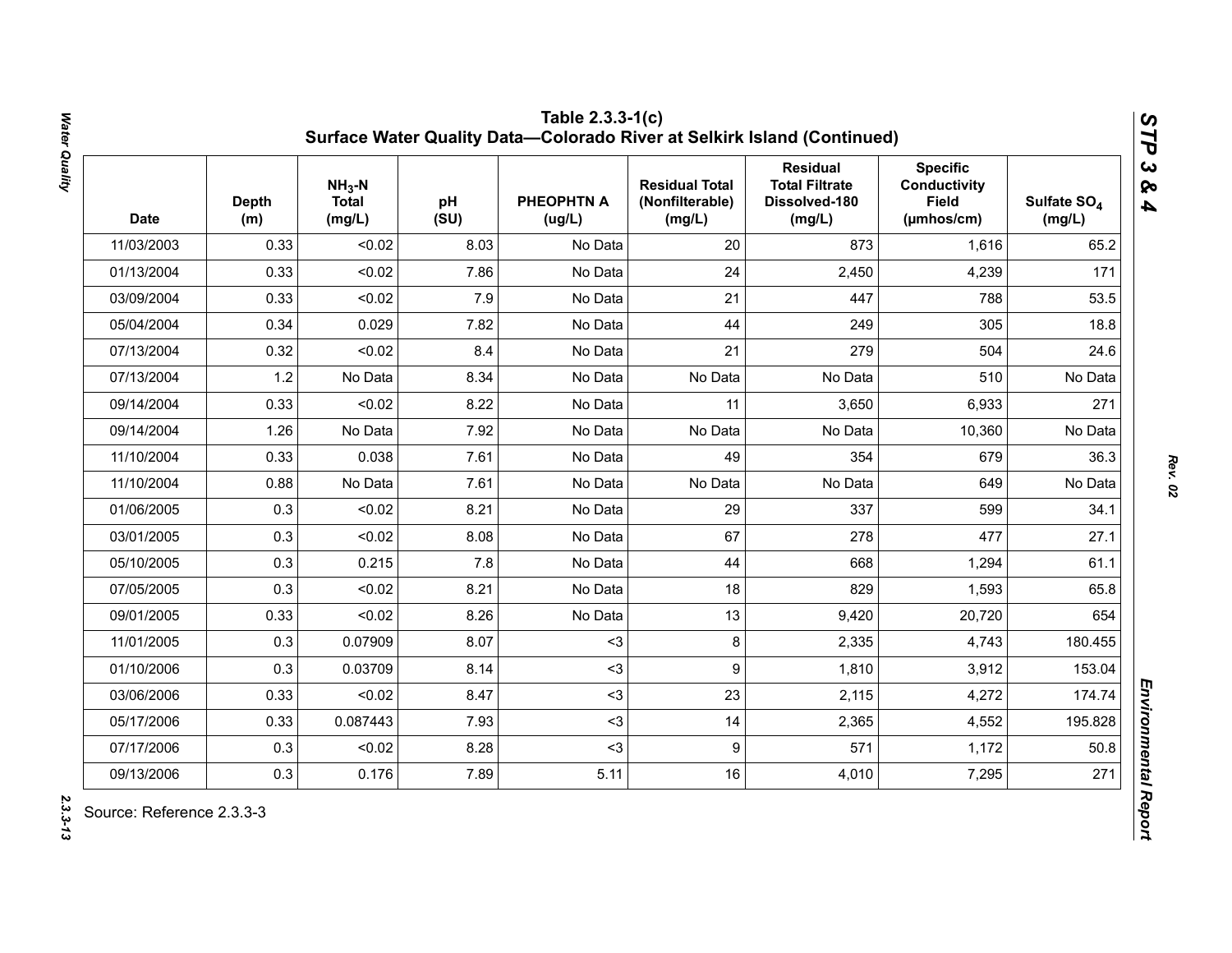## Table 2.3.3-1(c) Surface Water Quality Data—Colorado River at Selkirk Island (Continued)

| Date | Depth (m) | $NH_3$-N Total (mg/L) | pH (SU) | PHEOPHTN A (ug/L) | Residual Total (Nonfilterable) (mg/L) | Residual Total Filtrate Dissolved-180 (mg/L) | Specific Conductivity Field (µmhos/cm) | Sulfate $SO_4$ (mg/L) |
|---|---|---|---|---|---|---|---|---|
| 11/03/2003 | 0.33 | <0.02 | 8.03 | No Data | 20 | 873 | 1,616 | 65.2 |
| 01/13/2004 | 0.33 | <0.02 | 7.86 | No Data | 24 | 2,450 | 4,239 | 171 |
| 03/09/2004 | 0.33 | <0.02 | 7.9 | No Data | 21 | 447 | 788 | 53.5 |
| 05/04/2004 | 0.34 | 0.029 | 7.82 | No Data | 44 | 249 | 305 | 18.8 |
| 07/13/2004 | 0.32 | <0.02 | 8.4 | No Data | 21 | 279 | 504 | 24.6 |
| 07/13/2004 | 1.2 | No Data | 8.34 | No Data | No Data | No Data | 510 | No Data |
| 09/14/2004 | 0.33 | <0.02 | 8.22 | No Data | 11 | 3,650 | 6,933 | 271 |
| 09/14/2004 | 1.26 | No Data | 7.92 | No Data | No Data | No Data | 10,360 | No Data |
| 11/10/2004 | 0.33 | 0.038 | 7.61 | No Data | 49 | 354 | 679 | 36.3 |
| 11/10/2004 | 0.88 | No Data | 7.61 | No Data | No Data | No Data | 649 | No Data |
| 01/06/2005 | 0.3 | <0.02 | 8.21 | No Data | 29 | 337 | 599 | 34.1 |
| 03/01/2005 | 0.3 | <0.02 | 8.08 | No Data | 67 | 278 | 477 | 27.1 |
| 05/10/2005 | 0.3 | 0.215 | 7.8 | No Data | 44 | 668 | 1,294 | 61.1 |
| 07/05/2005 | 0.3 | <0.02 | 8.21 | No Data | 18 | 829 | 1,593 | 65.8 |
| 09/01/2005 | 0.33 | <0.02 | 8.26 | No Data | 13 | 9,420 | 20,720 | 654 |
| 11/01/2005 | 0.3 | 0.07909 | 8.07 | <3 | 8 | 2,335 | 4,743 | 180.455 |
| 01/10/2006 | 0.3 | 0.03709 | 8.14 | <3 | 9 | 1,810 | 3,912 | 153.04 |
| 03/06/2006 | 0.33 | <0.02 | 8.47 | <3 | 23 | 2,115 | 4,272 | 174.74 |
| 05/17/2006 | 0.33 | 0.087443 | 7.93 | <3 | 14 | 2,365 | 4,552 | 195.828 |
| 07/17/2006 | 0.3 | <0.02 | 8.28 | <3 | 9 | 571 | 1,172 | 50.8 |
| 09/13/2006 | 0.3 | 0.176 | 7.89 | 5.11 | 16 | 4,010 | 7,295 | 271 |

Source: Reference 2.3.3-3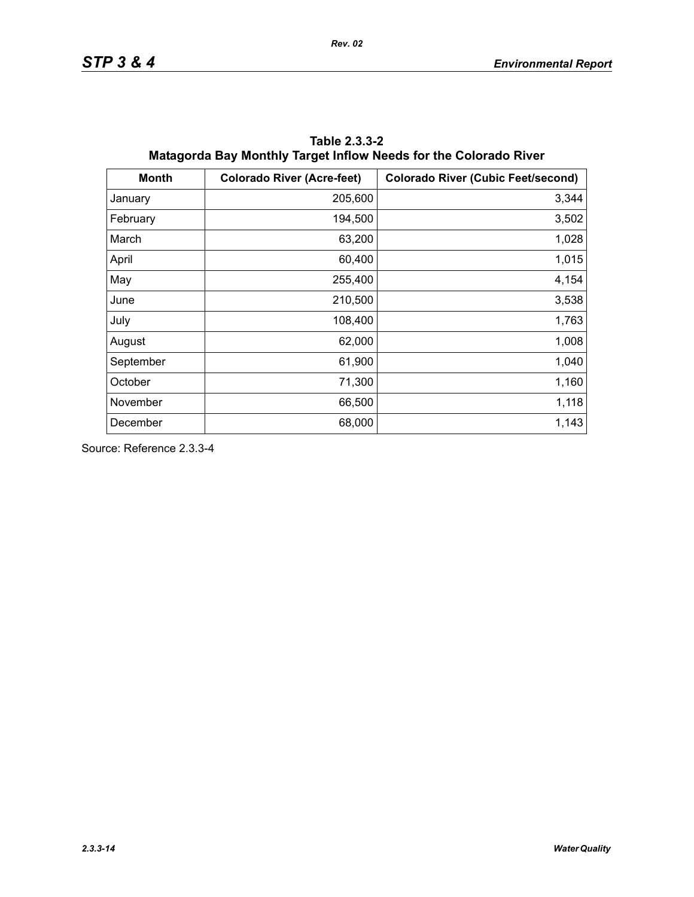**Table 2.3.3-2**
**Matagorda Bay Monthly Target Inflow Needs for the Colorado River**

| Month | Colorado River (Acre-feet) | Colorado River (Cubic Feet/second) |
|---|---:|---:|
| January | 205,600 | 3,344 |
| February | 194,500 | 3,502 |
| March | 63,200 | 1,028 |
| April | 60,400 | 1,015 |
| May | 255,400 | 4,154 |
| June | 210,500 | 3,538 |
| July | 108,400 | 1,763 |
| August | 62,000 | 1,008 |
| September | 61,900 | 1,040 |
| October | 71,300 | 1,160 |
| November | 66,500 | 1,118 |
| December | 68,000 | 1,143 |

Source: Reference 2.3.3-4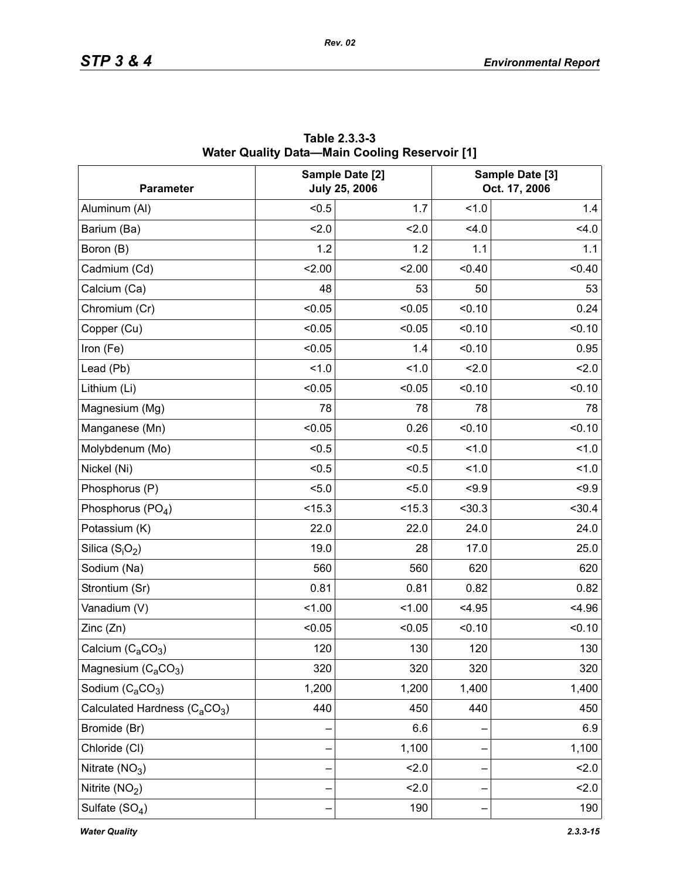**Table 2.3.3-3**
**Water Quality Data—Main Cooling Reservoir [1]**

| Parameter | Sample Date [2] July 25, 2006 | | Sample Date [3] Oct. 17, 2006 | |
|---|---|---|---|---|
| Aluminum (Al) | <0.5 | 1.7 | <1.0 | 1.4 |
| Barium (Ba) | <2.0 | <2.0 | <4.0 | <4.0 |
| Boron (B) | 1.2 | 1.2 | 1.1 | 1.1 |
| Cadmium (Cd) | <2.00 | <2.00 | <0.40 | <0.40 |
| Calcium (Ca) | 48 | 53 | 50 | 53 |
| Chromium (Cr) | <0.05 | <0.05 | <0.10 | 0.24 |
| Copper (Cu) | <0.05 | <0.05 | <0.10 | <0.10 |
| Iron (Fe) | <0.05 | 1.4 | <0.10 | 0.95 |
| Lead (Pb) | <1.0 | <1.0 | <2.0 | <2.0 |
| Lithium (Li) | <0.05 | <0.05 | <0.10 | <0.10 |
| Magnesium (Mg) | 78 | 78 | 78 | 78 |
| Manganese (Mn) | <0.05 | 0.26 | <0.10 | <0.10 |
| Molybdenum (Mo) | <0.5 | <0.5 | <1.0 | <1.0 |
| Nickel (Ni) | <0.5 | <0.5 | <1.0 | <1.0 |
| Phosphorus (P) | <5.0 | <5.0 | <9.9 | <9.9 |
| Phosphorus ($PO_4$) | <15.3 | <15.3 | <30.3 | <30.4 |
| Potassium (K) | 22.0 | 22.0 | 24.0 | 24.0 |
| Silica ($S_iO_2$) | 19.0 | 28 | 17.0 | 25.0 |
| Sodium (Na) | 560 | 560 | 620 | 620 |
| Strontium (Sr) | 0.81 | 0.81 | 0.82 | 0.82 |
| Vanadium (V) | <1.00 | <1.00 | <4.95 | <4.96 |
| Zinc (Zn) | <0.05 | <0.05 | <0.10 | <0.10 |
| Calcium ($C_aCO_3$) | 120 | 130 | 120 | 130 |
| Magnesium ($C_aCO_3$) | 320 | 320 | 320 | 320 |
| Sodium ($C_aCO_3$) | 1,200 | 1,200 | 1,400 | 1,400 |
| Calculated Hardness ($C_aCO_3$) | 440 | 450 | 440 | 450 |
| Bromide (Br) | – | 6.6 | – | 6.9 |
| Chloride (Cl) | – | 1,100 | – | 1,100 |
| Nitrate ($NO_3$) | – | <2.0 | – | <2.0 |
| Nitrite ($NO_2$) | – | <2.0 | – | <2.0 |
| Sulfate ($SO_4$) | – | 190 | – | 190 |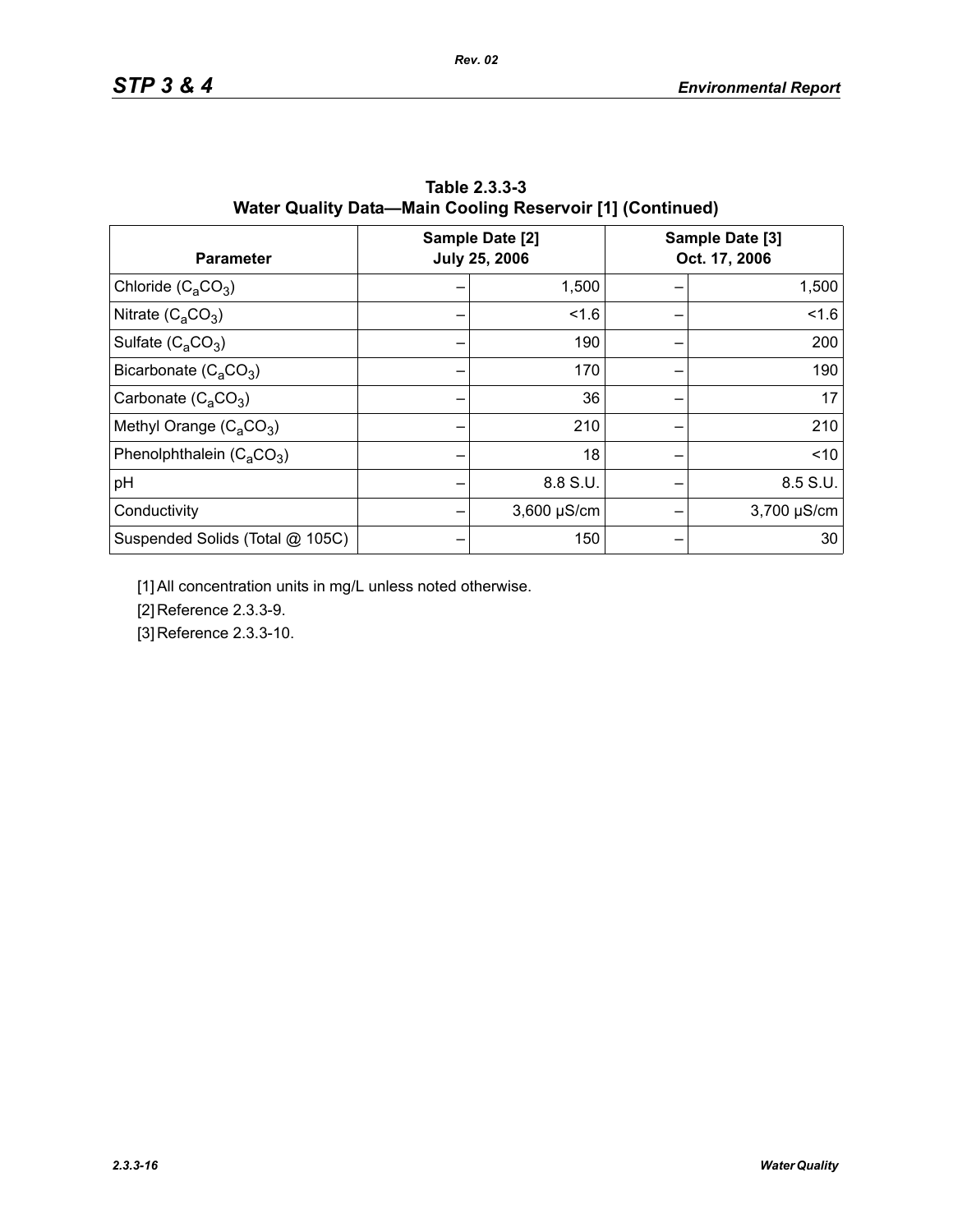**Table 2.3.3-3**
**Water Quality Data—Main Cooling Reservoir [1] (Continued)**

| Parameter | Sample Date [2] July 25, 2006 | | Sample Date [3] Oct. 17, 2006 | |
|---|---|---|---|---|
| Chloride ($C_aCO_3$) | – | 1,500 | – | 1,500 |
| Nitrate ($C_aCO_3$) | – | <1.6 | – | <1.6 |
| Sulfate ($C_aCO_3$) | – | 190 | – | 200 |
| Bicarbonate ($C_aCO_3$) | – | 170 | – | 190 |
| Carbonate ($C_aCO_3$) | – | 36 | – | 17 |
| Methyl Orange ($C_aCO_3$) | – | 210 | – | 210 |
| Phenolphthalein ($C_aCO_3$) | – | 18 | – | <10 |
| pH | – | 8.8 S.U. | – | 8.5 S.U. |
| Conductivity | – | 3,600 µS/cm | – | 3,700 µS/cm |
| Suspended Solids (Total @ 105C) | – | 150 | – | 30 |

[1] All concentration units in mg/L unless noted otherwise.

[2] Reference 2.3.3-9.

[3] Reference 2.3.3-10.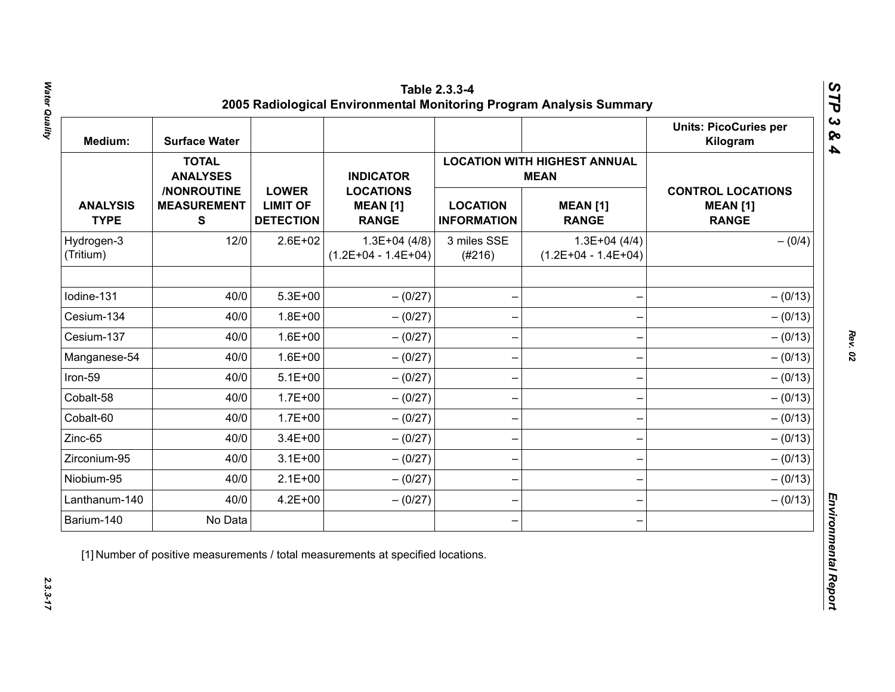### Table 2.3.3-4
### 2005 Radiological Environmental Monitoring Program Analysis Summary

| Medium: | Surface Water | | | | | Units: PicoCuries per Kilogram |
|---|---|---|---|---|---|---|
| | | | | LOCATION WITH HIGHEST ANNUAL MEAN | | |
| ANALYSIS TYPE | TOTAL ANALYSES /NONROUTINE MEASUREMENTS | LOWER LIMIT OF DETECTION | INDICATOR LOCATIONS MEAN [1] RANGE | LOCATION INFORMATION | MEAN [1] RANGE | CONTROL LOCATIONS MEAN [1] RANGE |
| Hydrogen-3 (Tritium) | 12/0 | 2.6E+02 | 1.3E+04 (4/8) (1.2E+04 - 1.4E+04) | 3 miles SSE (#216) | 1.3E+04 (4/4) (1.2E+04 - 1.4E+04) | – (0/4) |
| | | | | | | |
| Iodine-131 | 40/0 | 5.3E+00 | – (0/27) | – | – | – (0/13) |
| Cesium-134 | 40/0 | 1.8E+00 | – (0/27) | – | – | – (0/13) |
| Cesium-137 | 40/0 | 1.6E+00 | – (0/27) | – | – | – (0/13) |
| Manganese-54 | 40/0 | 1.6E+00 | – (0/27) | – | – | – (0/13) |
| Iron-59 | 40/0 | 5.1E+00 | – (0/27) | – | – | – (0/13) |
| Cobalt-58 | 40/0 | 1.7E+00 | – (0/27) | – | – | – (0/13) |
| Cobalt-60 | 40/0 | 1.7E+00 | – (0/27) | – | – | – (0/13) |
| Zinc-65 | 40/0 | 3.4E+00 | – (0/27) | – | – | – (0/13) |
| Zirconium-95 | 40/0 | 3.1E+00 | – (0/27) | – | – | – (0/13) |
| Niobium-95 | 40/0 | 2.1E+00 | – (0/27) | – | – | – (0/13) |
| Lanthanum-140 | 40/0 | 4.2E+00 | – (0/27) | – | – | – (0/13) |
| Barium-140 | No Data | | | – | – | |

[1] Number of positive measurements / total measurements at specified locations.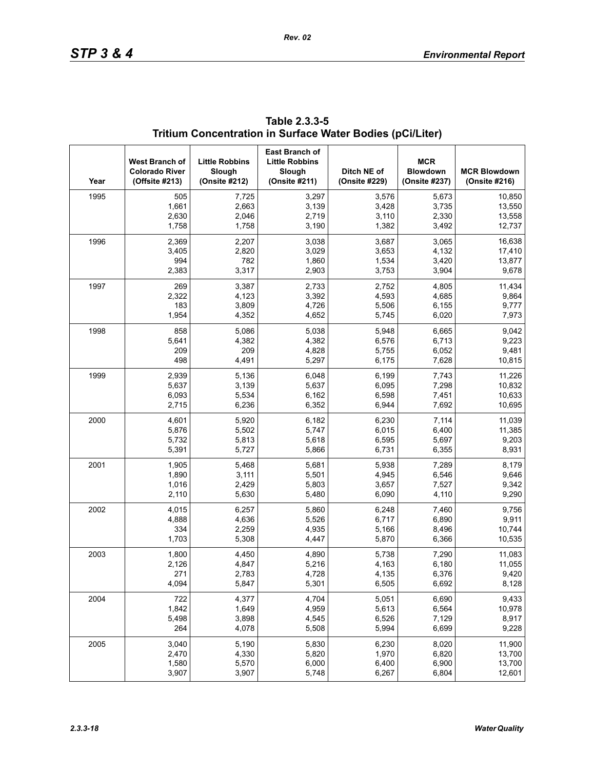**Table 2.3.3-5 Tritium Concentration in Surface Water Bodies (pCi/Liter)**

| Year | West Branch of Colorado River (Offsite #213) | Little Robbins Slough (Onsite #212) | East Branch of Little Robbins Slough (Onsite #211) | Ditch NE of (Onsite #229) | MCR Blowdown (Onsite #237) | MCR Blowdown (Onsite #216) |
|---|---|---|---|---|---|---|
| 1995 | 505 | 7,725 | 3,297 | 3,576 | 5,673 | 10,850 |
| | 1,661 | 2,663 | 3,139 | 3,428 | 3,735 | 13,550 |
| | 2,630 | 2,046 | 2,719 | 3,110 | 2,330 | 13,558 |
| | 1,758 | 1,758 | 3,190 | 1,382 | 3,492 | 12,737 |
| 1996 | 2,369 | 2,207 | 3,038 | 3,687 | 3,065 | 16,638 |
| | 3,405 | 2,820 | 3,029 | 3,653 | 4,132 | 17,410 |
| | 994 | 782 | 1,860 | 1,534 | 3,420 | 13,877 |
| | 2,383 | 3,317 | 2,903 | 3,753 | 3,904 | 9,678 |
| 1997 | 269 | 3,387 | 2,733 | 2,752 | 4,805 | 11,434 |
| | 2,322 | 4,123 | 3,392 | 4,593 | 4,685 | 9,864 |
| | 183 | 3,809 | 4,726 | 5,506 | 6,155 | 9,777 |
| | 1,954 | 4,352 | 4,652 | 5,745 | 6,020 | 7,973 |
| 1998 | 858 | 5,086 | 5,038 | 5,948 | 6,665 | 9,042 |
| | 5,641 | 4,382 | 4,382 | 6,576 | 6,713 | 9,223 |
| | 209 | 209 | 4,828 | 5,755 | 6,052 | 9,481 |
| | 498 | 4,491 | 5,297 | 6,175 | 7,628 | 10,815 |
| 1999 | 2,939 | 5,136 | 6,048 | 6,199 | 7,743 | 11,226 |
| | 5,637 | 3,139 | 5,637 | 6,095 | 7,298 | 10,832 |
| | 6,093 | 5,534 | 6,162 | 6,598 | 7,451 | 10,633 |
| | 2,715 | 6,236 | 6,352 | 6,944 | 7,692 | 10,695 |
| 2000 | 4,601 | 5,920 | 6,182 | 6,230 | 7,114 | 11,039 |
| | 5,876 | 5,502 | 5,747 | 6,015 | 6,400 | 11,385 |
| | 5,732 | 5,813 | 5,618 | 6,595 | 5,697 | 9,203 |
| | 5,391 | 5,727 | 5,866 | 6,731 | 6,355 | 8,931 |
| 2001 | 1,905 | 5,468 | 5,681 | 5,938 | 7,289 | 8,179 |
| | 1,890 | 3,111 | 5,501 | 4,945 | 6,546 | 9,646 |
| | 1,016 | 2,429 | 5,803 | 3,657 | 7,527 | 9,342 |
| | 2,110 | 5,630 | 5,480 | 6,090 | 4,110 | 9,290 |
| 2002 | 4,015 | 6,257 | 5,860 | 6,248 | 7,460 | 9,756 |
| | 4,888 | 4,636 | 5,526 | 6,717 | 6,890 | 9,911 |
| | 334 | 2,259 | 4,935 | 5,166 | 8,496 | 10,744 |
| | 1,703 | 5,308 | 4,447 | 5,870 | 6,366 | 10,535 |
| 2003 | 1,800 | 4,450 | 4,890 | 5,738 | 7,290 | 11,083 |
| | 2,126 | 4,847 | 5,216 | 4,163 | 6,180 | 11,055 |
| | 271 | 2,783 | 4,728 | 4,135 | 6,376 | 9,420 |
| | 4,094 | 5,847 | 5,301 | 6,505 | 6,692 | 8,128 |
| 2004 | 722 | 4,377 | 4,704 | 5,051 | 6,690 | 9,433 |
| | 1,842 | 1,649 | 4,959 | 5,613 | 6,564 | 10,978 |
| | 5,498 | 3,898 | 4,545 | 6,526 | 7,129 | 8,917 |
| | 264 | 4,078 | 5,508 | 5,994 | 6,699 | 9,228 |
| 2005 | 3,040 | 5,190 | 5,830 | 6,230 | 8,020 | 11,900 |
| | 2,470 | 4,330 | 5,820 | 1,970 | 6,820 | 13,700 |
| | 1,580 | 5,570 | 6,000 | 6,400 | 6,900 | 13,700 |
| | 3,907 | 3,907 | 5,748 | 6,267 | 6,804 | 12,601 |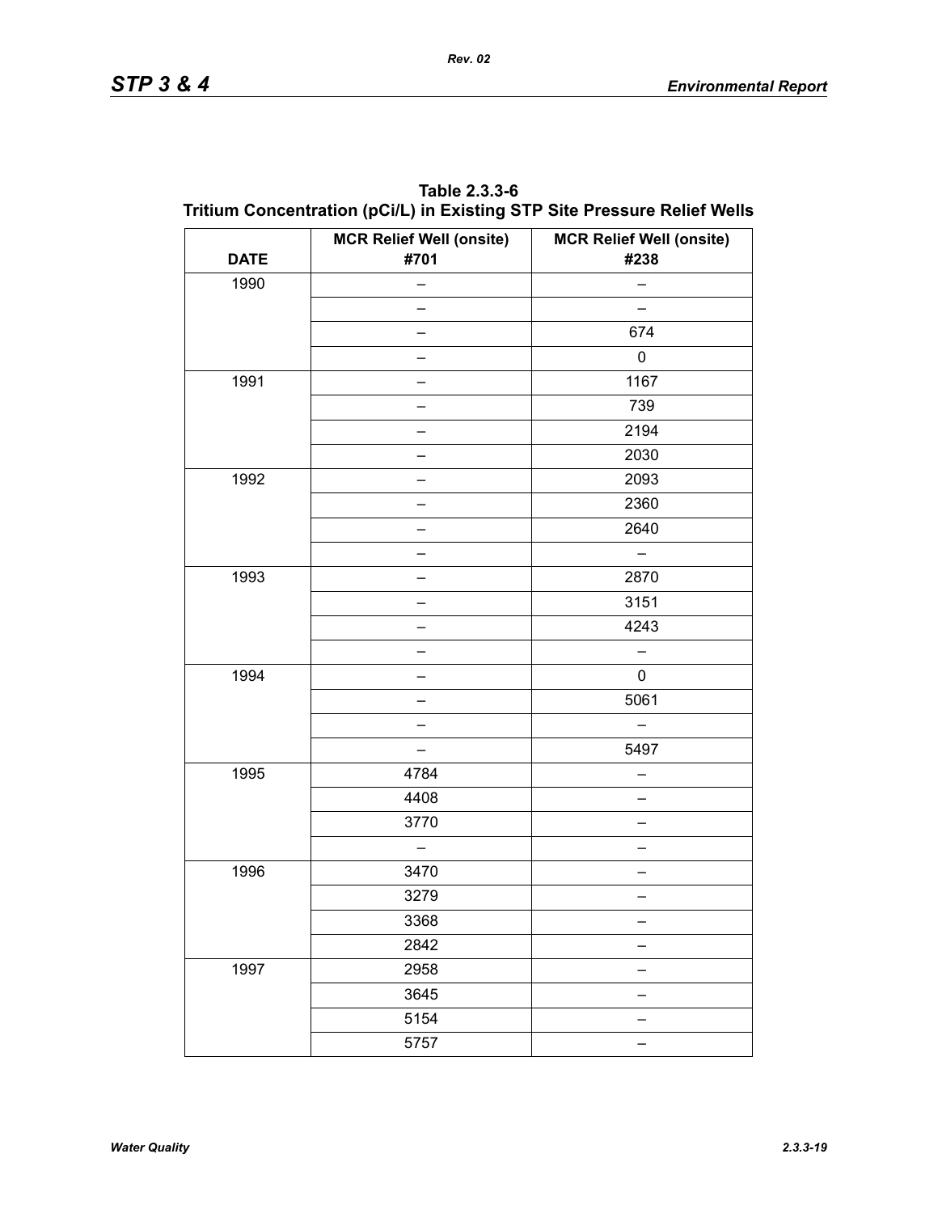**Table 2.3.3-6**
**Tritium Concentration (pCi/L) in Existing STP Site Pressure Relief Wells**

| DATE | MCR Relief Well (onsite) #701 | MCR Relief Well (onsite) #238 |
|---|---|---|
| 1990 | – | – |
| | – | – |
| | – | 674 |
| | – | 0 |
| 1991 | – | 1167 |
| | – | 739 |
| | – | 2194 |
| | – | 2030 |
| 1992 | – | 2093 |
| | – | 2360 |
| | – | 2640 |
| | – | – |
| 1993 | – | 2870 |
| | – | 3151 |
| | – | 4243 |
| | – | – |
| 1994 | – | 0 |
| | – | 5061 |
| | – | – |
| | – | 5497 |
| 1995 | 4784 | – |
| | 4408 | – |
| | 3770 | – |
| | – | – |
| 1996 | 3470 | – |
| | 3279 | – |
| | 3368 | – |
| | 2842 | – |
| 1997 | 2958 | – |
| | 3645 | – |
| | 5154 | – |
| | 5757 | – |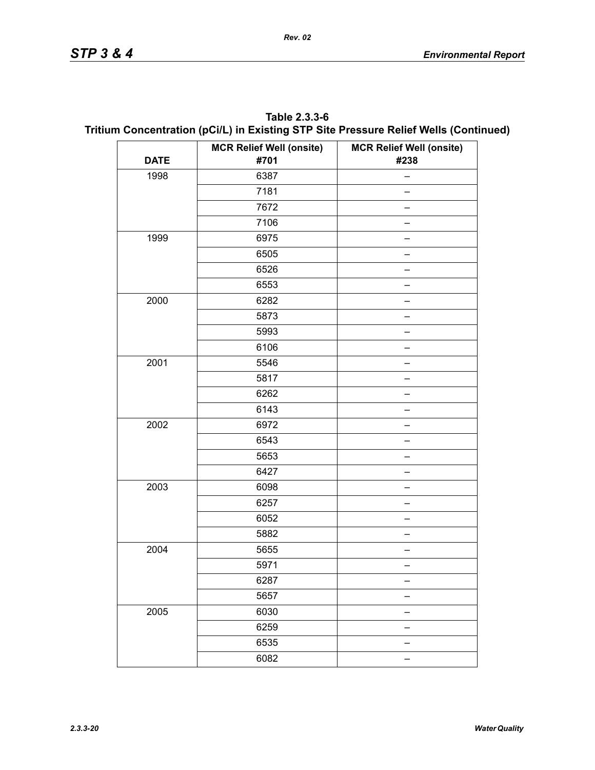**Table 2.3.3-6**
**Tritium Concentration (pCi/L) in Existing STP Site Pressure Relief Wells (Continued)**

| DATE | MCR Relief Well (onsite) #701 | MCR Relief Well (onsite) #238 |
|---|---|---|
| 1998 | 6387 | – |
| | 7181 | – |
| | 7672 | – |
| | 7106 | – |
| 1999 | 6975 | – |
| | 6505 | – |
| | 6526 | – |
| | 6553 | – |
| 2000 | 6282 | – |
| | 5873 | – |
| | 5993 | – |
| | 6106 | – |
| 2001 | 5546 | – |
| | 5817 | – |
| | 6262 | – |
| | 6143 | – |
| 2002 | 6972 | – |
| | 6543 | – |
| | 5653 | – |
| | 6427 | – |
| 2003 | 6098 | – |
| | 6257 | – |
| | 6052 | – |
| | 5882 | – |
| 2004 | 5655 | – |
| | 5971 | – |
| | 6287 | – |
| | 5657 | – |
| 2005 | 6030 | – |
| | 6259 | – |
| | 6535 | – |
| | 6082 | – |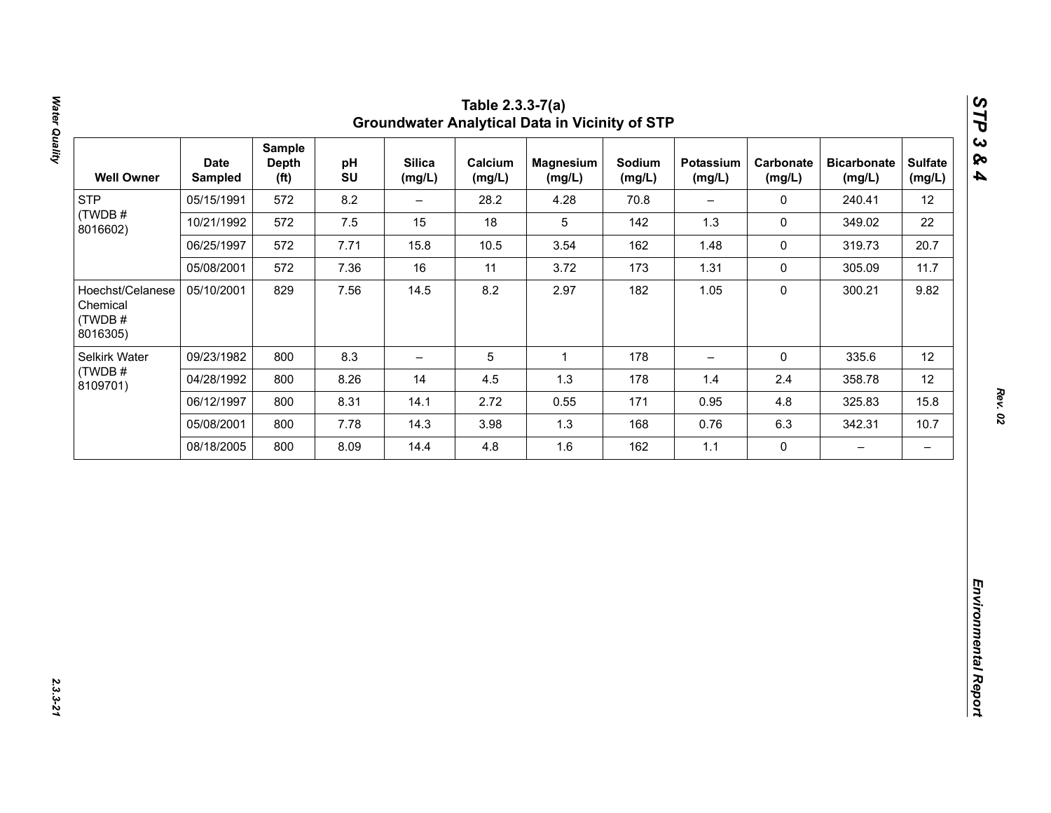# Table 2.3.3-7(a)
## Groundwater Analytical Data in Vicinity of STP

| Well Owner | Date Sampled | Sample Depth (ft) | pH SU | Silica (mg/L) | Calcium (mg/L) | Magnesium (mg/L) | Sodium (mg/L) | Potassium (mg/L) | Carbonate (mg/L) | Bicarbonate (mg/L) | Sulfate (mg/L) |
|---|---|---|---|---|---|---|---|---|---|---|---|
| STP (TWDB # 8016602) | 05/15/1991 | 572 | 8.2 | – | 28.2 | 4.28 | 70.8 | – | 0 | 240.41 | 12 |
| | 10/21/1992 | 572 | 7.5 | 15 | 18 | 5 | 142 | 1.3 | 0 | 349.02 | 22 |
| | 06/25/1997 | 572 | 7.71 | 15.8 | 10.5 | 3.54 | 162 | 1.48 | 0 | 319.73 | 20.7 |
| | 05/08/2001 | 572 | 7.36 | 16 | 11 | 3.72 | 173 | 1.31 | 0 | 305.09 | 11.7 |
| Hoechst/Celanese Chemical (TWDB # 8016305) | 05/10/2001 | 829 | 7.56 | 14.5 | 8.2 | 2.97 | 182 | 1.05 | 0 | 300.21 | 9.82 |
| Selkirk Water (TWDB # 8109701) | 09/23/1982 | 800 | 8.3 | – | 5 | 1 | 178 | – | 0 | 335.6 | 12 |
| | 04/28/1992 | 800 | 8.26 | 14 | 4.5 | 1.3 | 178 | 1.4 | 2.4 | 358.78 | 12 |
| | 06/12/1997 | 800 | 8.31 | 14.1 | 2.72 | 0.55 | 171 | 0.95 | 4.8 | 325.83 | 15.8 |
| | 05/08/2001 | 800 | 7.78 | 14.3 | 3.98 | 1.3 | 168 | 0.76 | 6.3 | 342.31 | 10.7 |
| | 08/18/2005 | 800 | 8.09 | 14.4 | 4.8 | 1.6 | 162 | 1.1 | 0 | – | – |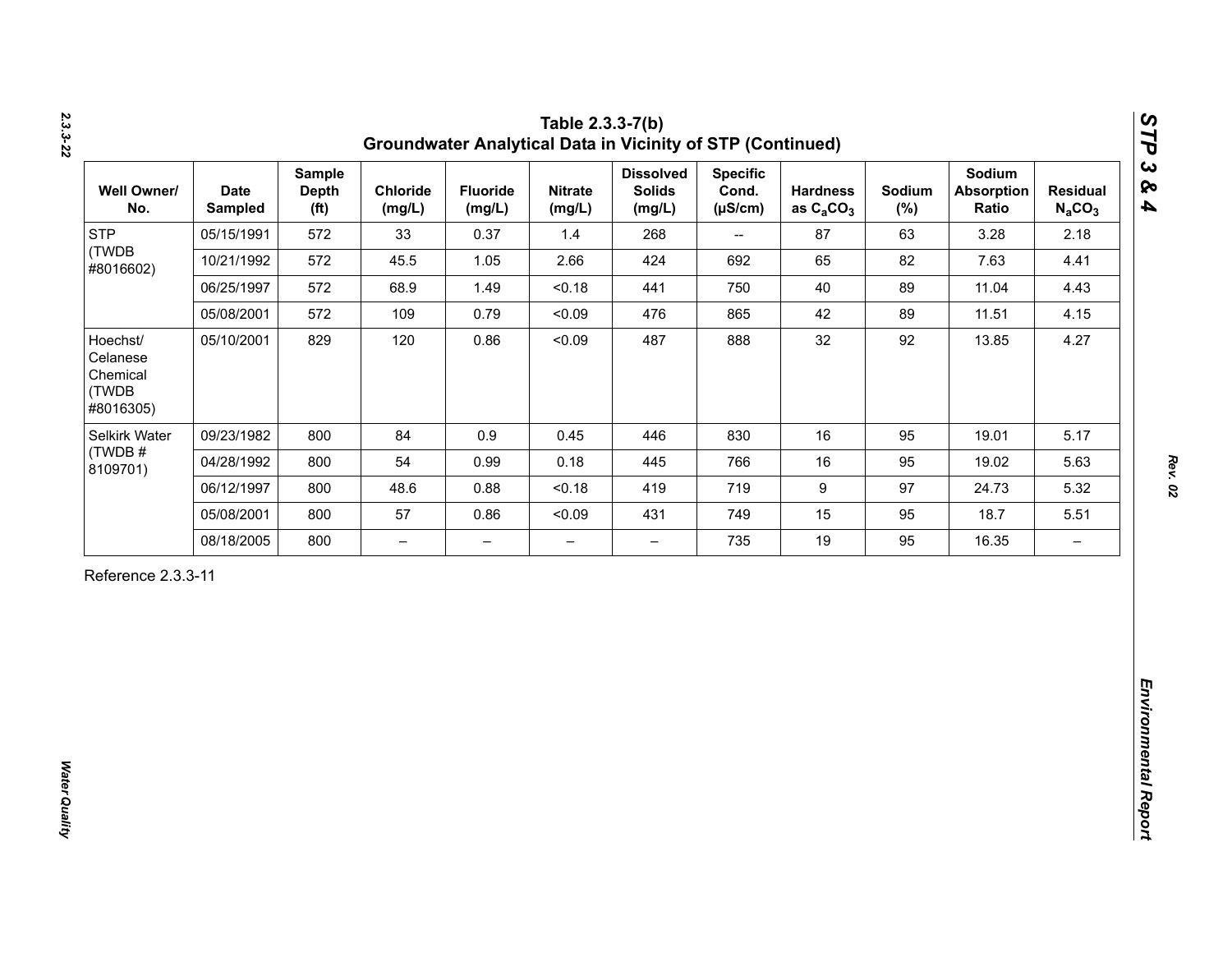# Table 2.3.3-7(b)
## Groundwater Analytical Data in Vicinity of STP (Continued)

| Well Owner/ No. | Date Sampled | Sample Depth (ft) | Chloride (mg/L) | Fluoride (mg/L) | Nitrate (mg/L) | Dissolved Solids (mg/L) | Specific Cond. (µS/cm) | Hardness as $C_aCO_3$ | Sodium (%) | Sodium Absorption Ratio | Residual $N_aCO_3$ |
|---|---|---|---|---|---|---|---|---|---|---|---|
| STP (TWDB #8016602) | 05/15/1991 | 572 | 33 | 0.37 | 1.4 | 268 | -- | 87 | 63 | 3.28 | 2.18 |
| | 10/21/1992 | 572 | 45.5 | 1.05 | 2.66 | 424 | 692 | 65 | 82 | 7.63 | 4.41 |
| | 06/25/1997 | 572 | 68.9 | 1.49 | <0.18 | 441 | 750 | 40 | 89 | 11.04 | 4.43 |
| | 05/08/2001 | 572 | 109 | 0.79 | <0.09 | 476 | 865 | 42 | 89 | 11.51 | 4.15 |
| Hoechst/ Celanese Chemical (TWDB #8016305) | 05/10/2001 | 829 | 120 | 0.86 | <0.09 | 487 | 888 | 32 | 92 | 13.85 | 4.27 |
| Selkirk Water (TWDB # 8109701) | 09/23/1982 | 800 | 84 | 0.9 | 0.45 | 446 | 830 | 16 | 95 | 19.01 | 5.17 |
| | 04/28/1992 | 800 | 54 | 0.99 | 0.18 | 445 | 766 | 16 | 95 | 19.02 | 5.63 |
| | 06/12/1997 | 800 | 48.6 | 0.88 | <0.18 | 419 | 719 | 9 | 97 | 24.73 | 5.32 |
| | 05/08/2001 | 800 | 57 | 0.86 | <0.09 | 431 | 749 | 15 | 95 | 18.7 | 5.51 |
| | 08/18/2005 | 800 | – | – | – | – | 735 | 19 | 95 | 16.35 | – |

Reference 2.3.3-11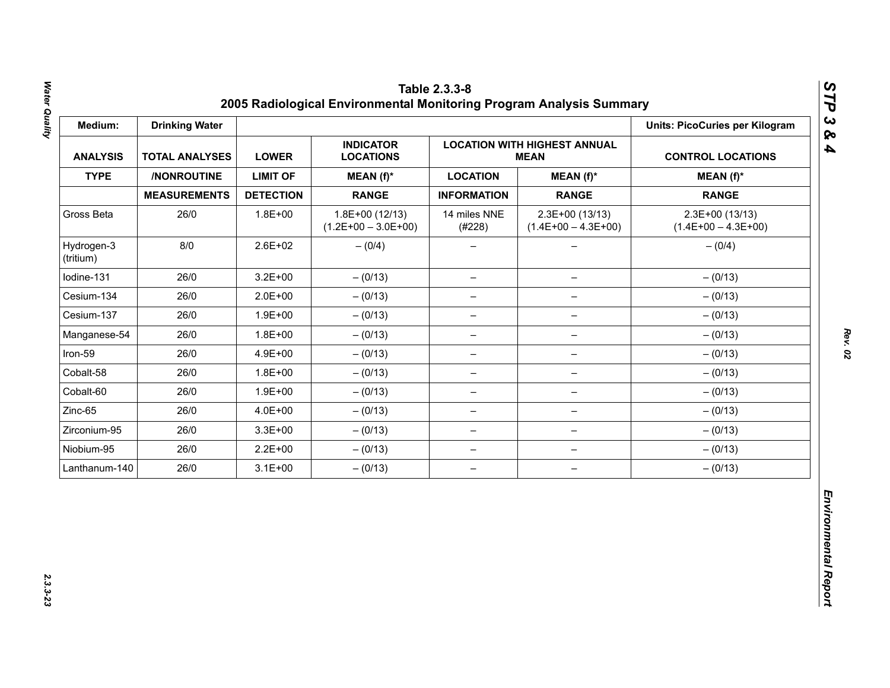## Table 2.3.3-8
## 2005 Radiological Environmental Monitoring Program Analysis Summary

| Medium: | Drinking Water | | | | | Units: PicoCuries per Kilogram |
|---|---|---|---|---|---|---|
| ANALYSIS | TOTAL ANALYSES | LOWER | INDICATOR LOCATIONS | LOCATION WITH HIGHEST ANNUAL MEAN | | CONTROL LOCATIONS |
| TYPE | /NONROUTINE | LIMIT OF | MEAN (f)* | LOCATION | MEAN (f)* | MEAN (f)* |
| | MEASUREMENTS | DETECTION | RANGE | INFORMATION | RANGE | RANGE |
| Gross Beta | 26/0 | 1.8E+00 | 1.8E+00 (12/13) (1.2E+00 – 3.0E+00) | 14 miles NNE (#228) | 2.3E+00 (13/13) (1.4E+00 – 4.3E+00) | 2.3E+00 (13/13) (1.4E+00 – 4.3E+00) |
| Hydrogen-3 (tritium) | 8/0 | 2.6E+02 | – (0/4) | – | – | – (0/4) |
| Iodine-131 | 26/0 | 3.2E+00 | – (0/13) | – | – | – (0/13) |
| Cesium-134 | 26/0 | 2.0E+00 | – (0/13) | – | – | – (0/13) |
| Cesium-137 | 26/0 | 1.9E+00 | – (0/13) | – | – | – (0/13) |
| Manganese-54 | 26/0 | 1.8E+00 | – (0/13) | – | – | – (0/13) |
| Iron-59 | 26/0 | 4.9E+00 | – (0/13) | – | – | – (0/13) |
| Cobalt-58 | 26/0 | 1.8E+00 | – (0/13) | – | – | – (0/13) |
| Cobalt-60 | 26/0 | 1.9E+00 | – (0/13) | – | – | – (0/13) |
| Zinc-65 | 26/0 | 4.0E+00 | – (0/13) | – | – | – (0/13) |
| Zirconium-95 | 26/0 | 3.3E+00 | – (0/13) | – | – | – (0/13) |
| Niobium-95 | 26/0 | 2.2E+00 | – (0/13) | – | – | – (0/13) |
| Lanthanum-140 | 26/0 | 3.1E+00 | – (0/13) | – | – | – (0/13) |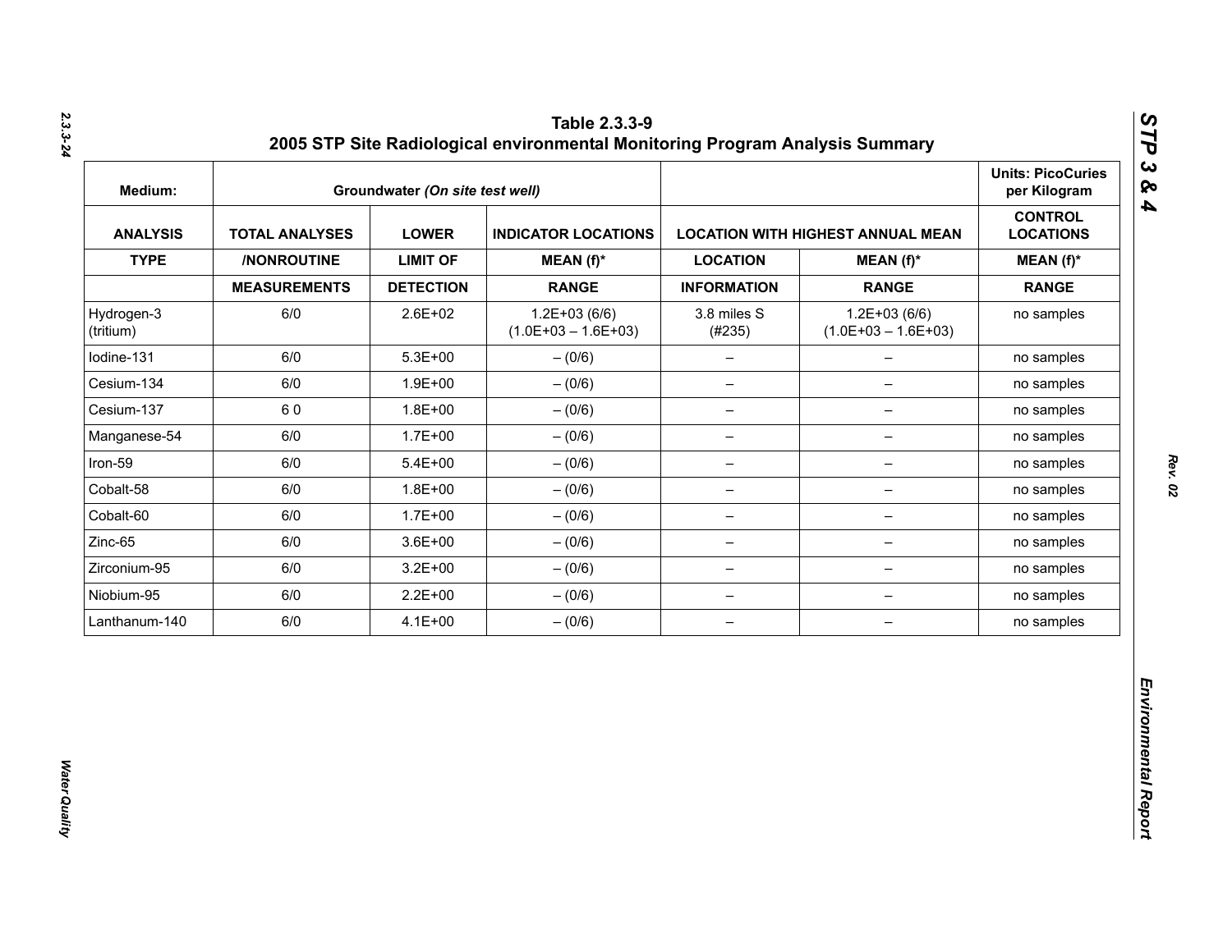**Table 2.3.3-9**
**2005 STP Site Radiological environmental Monitoring Program Analysis Summary**

| Medium: | Groundwater *(On site test well)* | | | | | Units: PicoCuries per Kilogram |
|---|---|---|---|---|---|---|
| **ANALYSIS** | **TOTAL ANALYSES** | **LOWER** | **INDICATOR LOCATIONS** | **LOCATION WITH HIGHEST ANNUAL MEAN** | | **CONTROL LOCATIONS** |
| **TYPE** | **/NONROUTINE** | **LIMIT OF** | **MEAN (f)*** | **LOCATION** | **MEAN (f)*** | **MEAN (f)*** |
| | **MEASUREMENTS** | **DETECTION** | **RANGE** | **INFORMATION** | **RANGE** | **RANGE** |
| Hydrogen-3 (tritium) | 6/0 | 2.6E+02 | 1.2E+03 (6/6) (1.0E+03 – 1.6E+03) | 3.8 miles S (#235) | 1.2E+03 (6/6) (1.0E+03 – 1.6E+03) | no samples |
| Iodine-131 | 6/0 | 5.3E+00 | – (0/6) | – | – | no samples |
| Cesium-134 | 6/0 | 1.9E+00 | – (0/6) | – | – | no samples |
| Cesium-137 | 6 0 | 1.8E+00 | – (0/6) | – | – | no samples |
| Manganese-54 | 6/0 | 1.7E+00 | – (0/6) | – | – | no samples |
| Iron-59 | 6/0 | 5.4E+00 | – (0/6) | – | – | no samples |
| Cobalt-58 | 6/0 | 1.8E+00 | – (0/6) | – | – | no samples |
| Cobalt-60 | 6/0 | 1.7E+00 | – (0/6) | – | – | no samples |
| Zinc-65 | 6/0 | 3.6E+00 | – (0/6) | – | – | no samples |
| Zirconium-95 | 6/0 | 3.2E+00 | – (0/6) | – | – | no samples |
| Niobium-95 | 6/0 | 2.2E+00 | – (0/6) | – | – | no samples |
| Lanthanum-140 | 6/0 | 4.1E+00 | – (0/6) | – | – | no samples |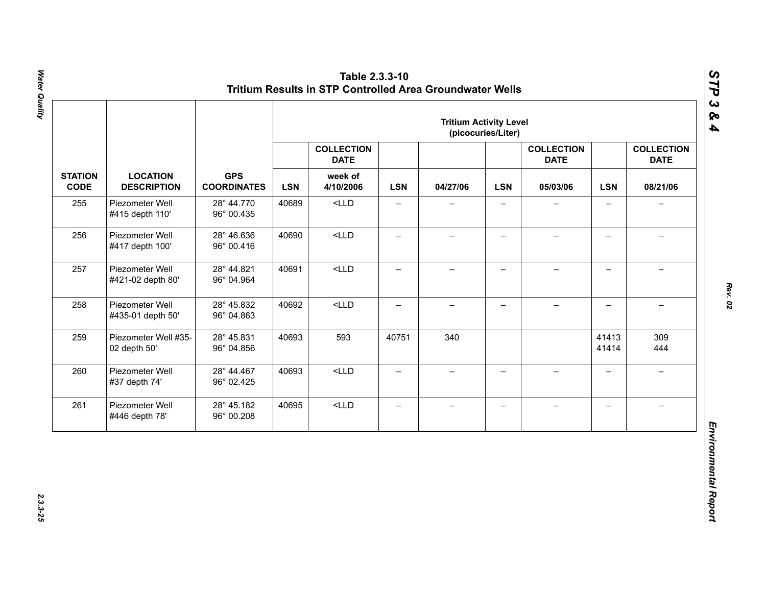## Table 2.3.3-10 Tritium Results in STP Controlled Area Groundwater Wells

| STATION CODE | LOCATION DESCRIPTION | GPS COORDINATES | Tritium Activity Level (picocuries/Liter) | | | | | | | |
|---|---|---|---|---|---|---|---|---|---|---|
| | | | LSN | COLLECTION DATE week of 4/10/2006 | LSN | 04/27/06 | LSN | COLLECTION DATE 05/03/06 | LSN | COLLECTION DATE 08/21/06 |
| 255 | Piezometer Well #415 depth 110' | 28° 44.770 96° 00.435 | 40689 | <LLD | – | – | – | – | – | – |
| 256 | Piezometer Well #417 depth 100' | 28° 46.636 96° 00.416 | 40690 | <LLD | – | – | – | – | – | – |
| 257 | Piezometer Well #421-02 depth 80' | 28° 44.821 96° 04.964 | 40691 | <LLD | – | – | – | – | – | – |
| 258 | Piezometer Well #435-01 depth 50' | 28° 45.832 96° 04.863 | 40692 | <LLD | – | – | – | – | – | – |
| 259 | Piezometer Well #35-02 depth 50' | 28° 45.831 96° 04.856 | 40693 | 593 | 40751 | 340 | | | 41413 41414 | 309 444 |
| 260 | Piezometer Well #37 depth 74' | 28° 44.467 96° 02.425 | 40693 | <LLD | – | – | – | – | – | – |
| 261 | Piezometer Well #446 depth 78' | 28° 45.182 96° 00.208 | 40695 | <LLD | – | – | – | – | – | – |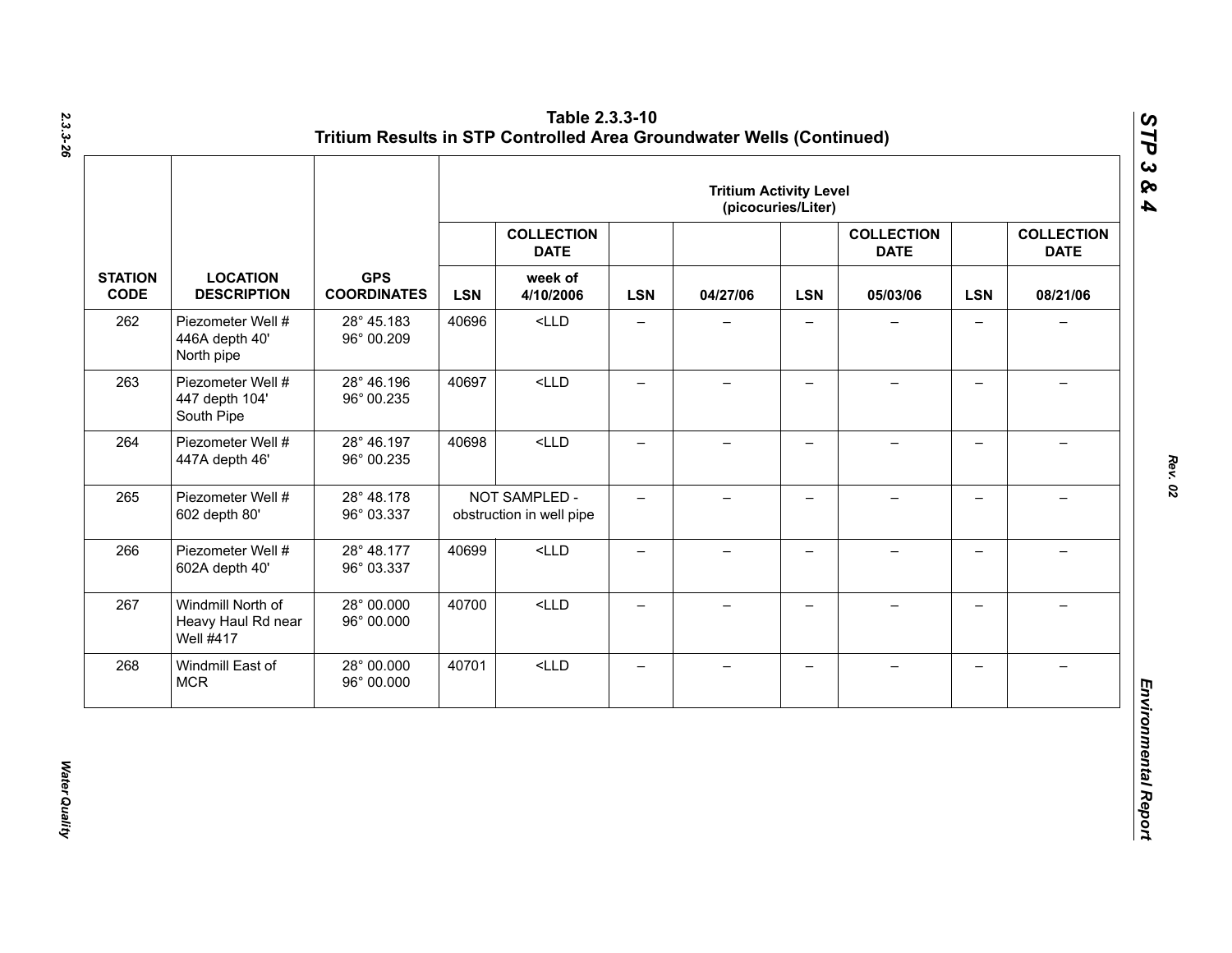## Table 2.3.3-10
## Tritium Results in STP Controlled Area Groundwater Wells (Continued)

| | | | Tritium Activity Level (picocuries/Liter) | | | | | | | |
|---|---|---|---|---|---|---|---|---|---|---|
| | | | | COLLECTION DATE | | | | COLLECTION DATE | | COLLECTION DATE |
| STATION CODE | LOCATION DESCRIPTION | GPS COORDINATES | LSN | week of 4/10/2006 | LSN | 04/27/06 | LSN | 05/03/06 | LSN | 08/21/06 |
| 262 | Piezometer Well # 446A depth 40' North pipe | 28° 45.183 96° 00.209 | 40696 | <LLD | – | – | – | – | – | – |
| 263 | Piezometer Well # 447 depth 104' South Pipe | 28° 46.196 96° 00.235 | 40697 | <LLD | – | – | – | – | – | – |
| 264 | Piezometer Well # 447A depth 46' | 28° 46.197 96° 00.235 | 40698 | <LLD | – | – | – | – | – | – |
| 265 | Piezometer Well # 602 depth 80' | 28° 48.178 96° 03.337 | NOT SAMPLED - obstruction in well pipe | | – | – | – | – | – | – |
| 266 | Piezometer Well # 602A depth 40' | 28° 48.177 96° 03.337 | 40699 | <LLD | – | – | – | – | – | – |
| 267 | Windmill North of Heavy Haul Rd near Well #417 | 28° 00.000 96° 00.000 | 40700 | <LLD | – | – | – | – | – | – |
| 268 | Windmill East of MCR | 28° 00.000 96° 00.000 | 40701 | <LLD | – | – | – | – | – | – |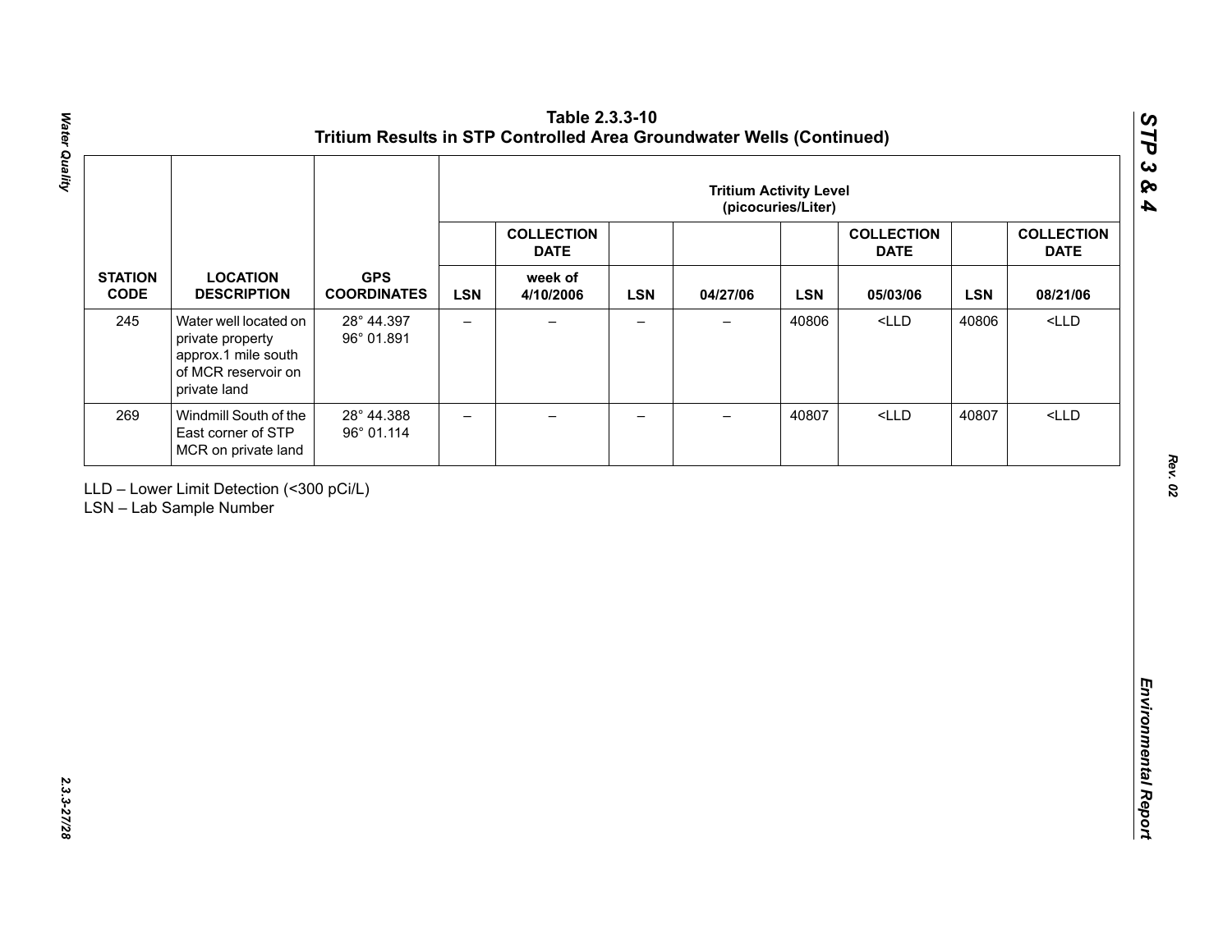# Table 2.3.3-10
## Tritium Results in STP Controlled Area Groundwater Wells (Continued)

| | | | Tritium Activity Level (picocuries/Liter) | | | | | | | |
|---|---|---|---|---|---|---|---|---|---|---|
| | | | | COLLECTION DATE | | | | COLLECTION DATE | | COLLECTION DATE |
| STATION CODE | LOCATION DESCRIPTION | GPS COORDINATES | LSN | week of 4/10/2006 | LSN | 04/27/06 | LSN | 05/03/06 | LSN | 08/21/06 |
| 245 | Water well located on private property approx.1 mile south of MCR reservoir on private land | 28° 44.397<br>96° 01.891 | – | – | – | – | 40806 | <LLD | 40806 | <LLD |
| 269 | Windmill South of the East corner of STP MCR on private land | 28° 44.388<br>96° 01.114 | – | – | – | – | 40807 | <LLD | 40807 | <LLD |

LLD – Lower Limit Detection (<300 pCi/L)
LSN – Lab Sample Number